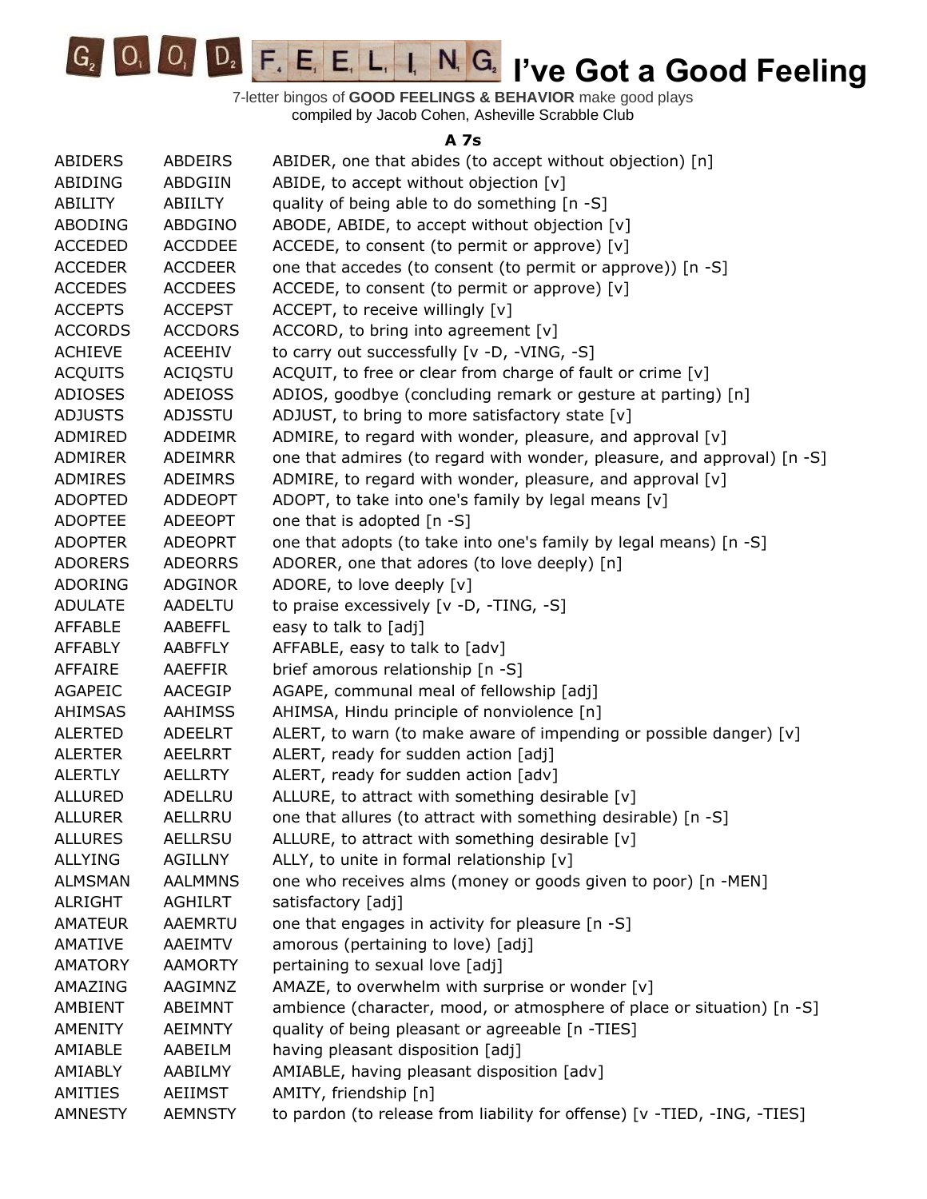# I've Got a Good Feeling

7-letter bingos of **GOOD FEELINGS & BEHAVIOR** make good plays
compiled by Jacob Cohen, Asheville Scrabble Club

### A 7s

| | | |
|---|---|---|
| ABIDERS | ABDEIRS | ABIDER, one that abides (to accept without objection) [n] |
| ABIDING | ABDGIIN | ABIDE, to accept without objection [v] |
| ABILITY | ABIILTY | quality of being able to do something [n -S] |
| ABODING | ABDGINO | ABODE, ABIDE, to accept without objection [v] |
| ACCEDED | ACCDDEE | ACCEDE, to consent (to permit or approve) [v] |
| ACCEDER | ACCDEER | one that accedes (to consent (to permit or approve)) [n -S] |
| ACCEDES | ACCDEES | ACCEDE, to consent (to permit or approve) [v] |
| ACCEPTS | ACCEPST | ACCEPT, to receive willingly [v] |
| ACCORDS | ACCDORS | ACCORD, to bring into agreement [v] |
| ACHIEVE | ACEEHIV | to carry out successfully [v -D, -VING, -S] |
| ACQUITS | ACIQSTU | ACQUIT, to free or clear from charge of fault or crime [v] |
| ADIOSES | ADEIOSS | ADIOS, goodbye (concluding remark or gesture at parting) [n] |
| ADJUSTS | ADJSSTU | ADJUST, to bring to more satisfactory state [v] |
| ADMIRED | ADDEIMR | ADMIRE, to regard with wonder, pleasure, and approval [v] |
| ADMIRER | ADEIMRR | one that admires (to regard with wonder, pleasure, and approval) [n -S] |
| ADMIRES | ADEIMRS | ADMIRE, to regard with wonder, pleasure, and approval [v] |
| ADOPTED | ADDEOPT | ADOPT, to take into one's family by legal means [v] |
| ADOPTEE | ADEEOPT | one that is adopted [n -S] |
| ADOPTER | ADEOPRT | one that adopts (to take into one's family by legal means) [n -S] |
| ADORERS | ADEORRS | ADORER, one that adores (to love deeply) [n] |
| ADORING | ADGINOR | ADORE, to love deeply [v] |
| ADULATE | AADELTU | to praise excessively [v -D, -TING, -S] |
| AFFABLE | AABEFFL | easy to talk to [adj] |
| AFFABLY | AABFFLY | AFFABLE, easy to talk to [adv] |
| AFFAIRE | AAEFFIR | brief amorous relationship [n -S] |
| AGAPEIC | AACEGIP | AGAPE, communal meal of fellowship [adj] |
| AHIMSAS | AAHIMSS | AHIMSA, Hindu principle of nonviolence [n] |
| ALERTED | ADEELRT | ALERT, to warn (to make aware of impending or possible danger) [v] |
| ALERTER | AEELRRT | ALERT, ready for sudden action [adj] |
| ALERTLY | AELLRTY | ALERT, ready for sudden action [adv] |
| ALLURED | ADELLRU | ALLURE, to attract with something desirable [v] |
| ALLURER | AELLRRU | one that allures (to attract with something desirable) [n -S] |
| ALLURES | AELLRSU | ALLURE, to attract with something desirable [v] |
| ALLYING | AGILLNY | ALLY, to unite in formal relationship [v] |
| ALMSMAN | AALMMNS | one who receives alms (money or goods given to poor) [n -MEN] |
| ALRIGHT | AGHILRT | satisfactory [adj] |
| AMATEUR | AAEMRTU | one that engages in activity for pleasure [n -S] |
| AMATIVE | AAEIMTV | amorous (pertaining to love) [adj] |
| AMATORY | AAMORTY | pertaining to sexual love [adj] |
| AMAZING | AAGIMNZ | AMAZE, to overwhelm with surprise or wonder [v] |
| AMBIENT | ABEIMNT | ambience (character, mood, or atmosphere of place or situation) [n -S] |
| AMENITY | AEIMNTY | quality of being pleasant or agreeable [n -TIES] |
| AMIABLE | AABEILM | having pleasant disposition [adj] |
| AMIABLY | AABILMY | AMIABLE, having pleasant disposition [adv] |
| AMITIES | AEIIMST | AMITY, friendship [n] |
| AMNESTY | AEMNSTY | to pardon (to release from liability for offense) [v -TIED, -ING, -TIES] |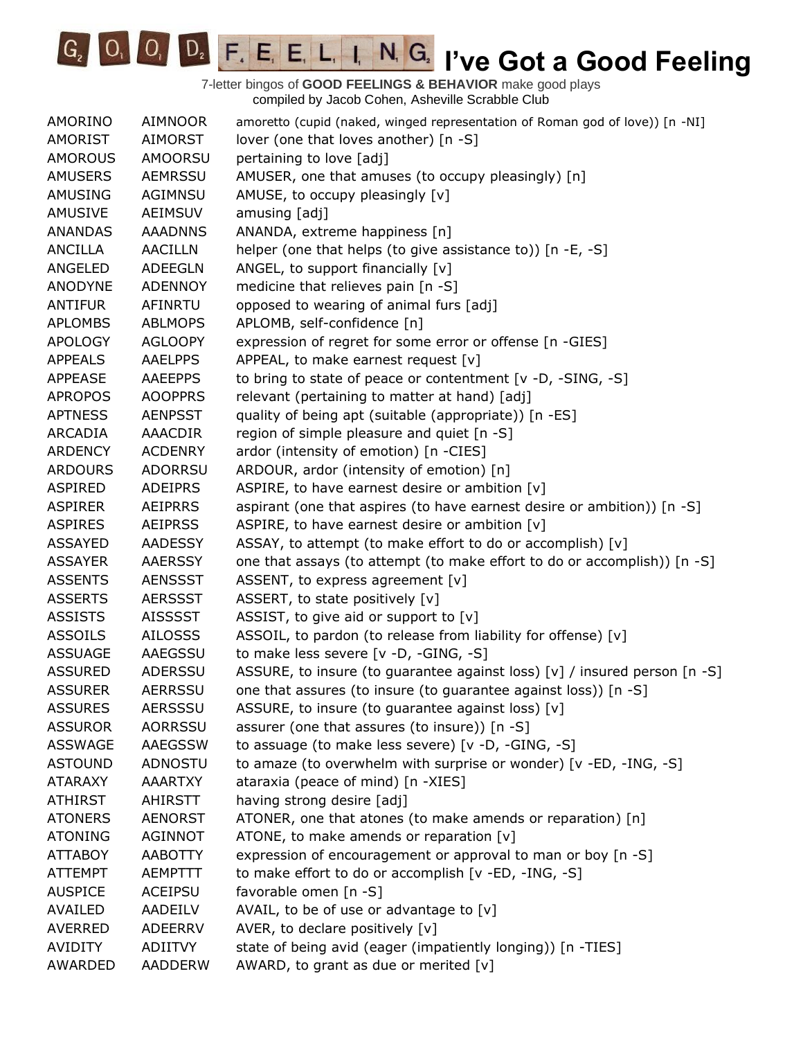# I've Got a Good Feeling

7-letter bingos of **GOOD FEELINGS & BEHAVIOR** make good plays
compiled by Jacob Cohen, Asheville Scrabble Club

| | | |
|---|---|---|
| AMORINO | AIMNOOR | amoretto (cupid (naked, winged representation of Roman god of love)) [n -NI] |
| AMORIST | AIMORST | lover (one that loves another) [n -S] |
| AMOROUS | AMOORSU | pertaining to love [adj] |
| AMUSERS | AEMRSSU | AMUSER, one that amuses (to occupy pleasingly) [n] |
| AMUSING | AGIMNSU | AMUSE, to occupy pleasingly [v] |
| AMUSIVE | AEIMSUV | amusing [adj] |
| ANANDAS | AAADNNS | ANANDA, extreme happiness [n] |
| ANCILLA | AACILLN | helper (one that helps (to give assistance to)) [n -E, -S] |
| ANGELED | ADEEGLN | ANGEL, to support financially [v] |
| ANODYNE | ADENNOY | medicine that relieves pain [n -S] |
| ANTIFUR | AFINRTU | opposed to wearing of animal furs [adj] |
| APLOMBS | ABLMOPS | APLOMB, self-confidence [n] |
| APOLOGY | AGLOOPY | expression of regret for some error or offense [n -GIES] |
| APPEALS | AAELPPS | APPEAL, to make earnest request [v] |
| APPEASE | AAEEPPS | to bring to state of peace or contentment [v -D, -SING, -S] |
| APROPOS | AOOPPRS | relevant (pertaining to matter at hand) [adj] |
| APTNESS | AENPSST | quality of being apt (suitable (appropriate)) [n -ES] |
| ARCADIA | AAACDIR | region of simple pleasure and quiet [n -S] |
| ARDENCY | ACDENRY | ardor (intensity of emotion) [n -CIES] |
| ARDOURS | ADORRSU | ARDOUR, ardor (intensity of emotion) [n] |
| ASPIRED | ADEIPRS | ASPIRE, to have earnest desire or ambition [v] |
| ASPIRER | AEIPRRS | aspirant (one that aspires (to have earnest desire or ambition)) [n -S] |
| ASPIRES | AEIPRSS | ASPIRE, to have earnest desire or ambition [v] |
| ASSAYED | AADESSY | ASSAY, to attempt (to make effort to do or accomplish) [v] |
| ASSAYER | AAERSSY | one that assays (to attempt (to make effort to do or accomplish)) [n -S] |
| ASSENTS | AENSSST | ASSENT, to express agreement [v] |
| ASSERTS | AERSSST | ASSERT, to state positively [v] |
| ASSISTS | AISSSST | ASSIST, to give aid or support to [v] |
| ASSOILS | AILOSSS | ASSOIL, to pardon (to release from liability for offense) [v] |
| ASSUAGE | AAEGSSU | to make less severe [v -D, -GING, -S] |
| ASSURED | ADERSSU | ASSURE, to insure (to guarantee against loss) [v] / insured person [n -S] |
| ASSURER | AERRSSU | one that assures (to insure (to guarantee against loss)) [n -S] |
| ASSURES | AERSSSU | ASSURE, to insure (to guarantee against loss) [v] |
| ASSUROR | AORRSSU | assurer (one that assures (to insure)) [n -S] |
| ASSWAGE | AAEGSSW | to assuage (to make less severe) [v -D, -GING, -S] |
| ASTOUND | ADNOSTU | to amaze (to overwhelm with surprise or wonder) [v -ED, -ING, -S] |
| ATARAXY | AAARTXY | ataraxia (peace of mind) [n -XIES] |
| ATHIRST | AHIRSTT | having strong desire [adj] |
| ATONERS | AENORST | ATONER, one that atones (to make amends or reparation) [n] |
| ATONING | AGINNOT | ATONE, to make amends or reparation [v] |
| ATTABOY | AABOTTY | expression of encouragement or approval to man or boy [n -S] |
| ATTEMPT | AEMPTTT | to make effort to do or accomplish [v -ED, -ING, -S] |
| AUSPICE | ACEIPSU | favorable omen [n -S] |
| AVAILED | AADEILV | AVAIL, to be of use or advantage to [v] |
| AVERRED | ADEERRV | AVER, to declare positively [v] |
| AVIDITY | ADIITVY | state of being avid (eager (impatiently longing)) [n -TIES] |
| AWARDED | AADDERW | AWARD, to grant as due or merited [v] |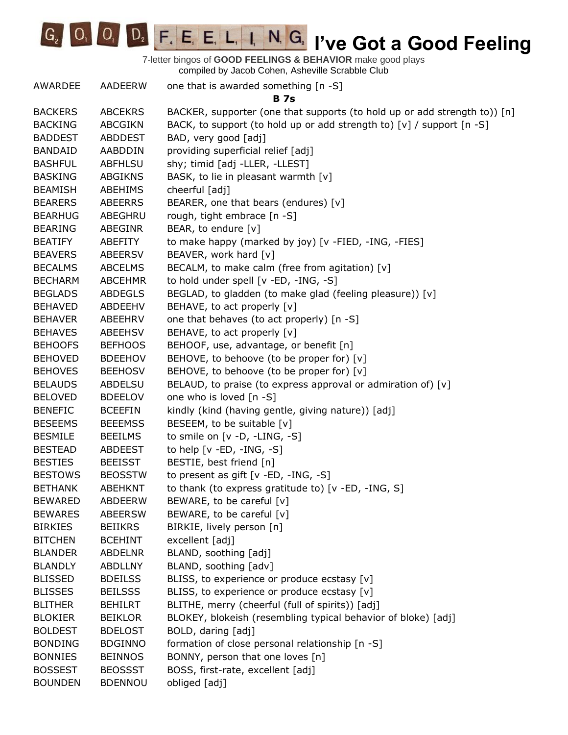# I've Got a Good Feeling

7-letter bingos of **GOOD FEELINGS & BEHAVIOR** make good plays
compiled by Jacob Cohen, Asheville Scrabble Club

| | | |
|---|---|---|
| AWARDEE | AADEERW | one that is awarded something [n -S] |
| | | **B 7s** |
| BACKERS | ABCEKRS | BACKER, supporter (one that supports (to hold up or add strength to)) [n] |
| BACKING | ABCGIKN | BACK, to support (to hold up or add strength to) [v] / support [n -S] |
| BADDEST | ABDDEST | BAD, very good [adj] |
| BANDAID | AABDDIN | providing superficial relief [adj] |
| BASHFUL | ABFHLSU | shy; timid [adj -LLER, -LLEST] |
| BASKING | ABGIKNS | BASK, to lie in pleasant warmth [v] |
| BEAMISH | ABEHIMS | cheerful [adj] |
| BEARERS | ABEERRS | BEARER, one that bears (endures) [v] |
| BEARHUG | ABEGHRU | rough, tight embrace [n -S] |
| BEARING | ABEGINR | BEAR, to endure [v] |
| BEATIFY | ABEFITY | to make happy (marked by joy) [v -FIED, -ING, -FIES] |
| BEAVERS | ABEERSV | BEAVER, work hard [v] |
| BECALMS | ABCELMS | BECALM, to make calm (free from agitation) [v] |
| BECHARM | ABCEHMR | to hold under spell [v -ED, -ING, -S] |
| BEGLADS | ABDEGLS | BEGLAD, to gladden (to make glad (feeling pleasure)) [v] |
| BEHAVED | ABDEEHV | BEHAVE, to act properly [v] |
| BEHAVER | ABEEHRV | one that behaves (to act properly) [n -S] |
| BEHAVES | ABEEHSV | BEHAVE, to act properly [v] |
| BEHOOFS | BEFHOOS | BEHOOF, use, advantage, or benefit [n] |
| BEHOVED | BDEEHOV | BEHOVE, to behoove (to be proper for) [v] |
| BEHOVES | BEEHOSV | BEHOVE, to behoove (to be proper for) [v] |
| BELAUDS | ABDELSU | BELAUD, to praise (to express approval or admiration of) [v] |
| BELOVED | BDEELOV | one who is loved [n -S] |
| BENEFIC | BCEEFIN | kindly (kind (having gentle, giving nature)) [adj] |
| BESEEMS | BEEEMSS | BESEEM, to be suitable [v] |
| BESMILE | BEEILMS | to smile on [v -D, -LING, -S] |
| BESTEAD | ABDEEST | to help [v -ED, -ING, -S] |
| BESTIES | BEEISST | BESTIE, best friend [n] |
| BESTOWS | BEOSSTW | to present as gift [v -ED, -ING, -S] |
| BETHANK | ABEHKNT | to thank (to express gratitude to) [v -ED, -ING, S] |
| BEWARED | ABDEERW | BEWARE, to be careful [v] |
| BEWARES | ABEERSW | BEWARE, to be careful [v] |
| BIRKIES | BEIIKRS | BIRKIE, lively person [n] |
| BITCHEN | BCEHINT | excellent [adj] |
| BLANDER | ABDELNR | BLAND, soothing [adj] |
| BLANDLY | ABDLLNY | BLAND, soothing [adv] |
| BLISSED | BDEILSS | BLISS, to experience or produce ecstasy [v] |
| BLISSES | BEILSSS | BLISS, to experience or produce ecstasy [v] |
| BLITHER | BEHILRT | BLITHE, merry (cheerful (full of spirits)) [adj] |
| BLOKIER | BEIKLOR | BLOKEY, blokeish (resembling typical behavior of bloke) [adj] |
| BOLDEST | BDELOST | BOLD, daring [adj] |
| BONDING | BDGINNO | formation of close personal relationship [n -S] |
| BONNIES | BEINNOS | BONNY, person that one loves [n] |
| BOSSEST | BEOSSST | BOSS, first-rate, excellent [adj] |
| BOUNDEN | BDENNOU | obliged [adj] |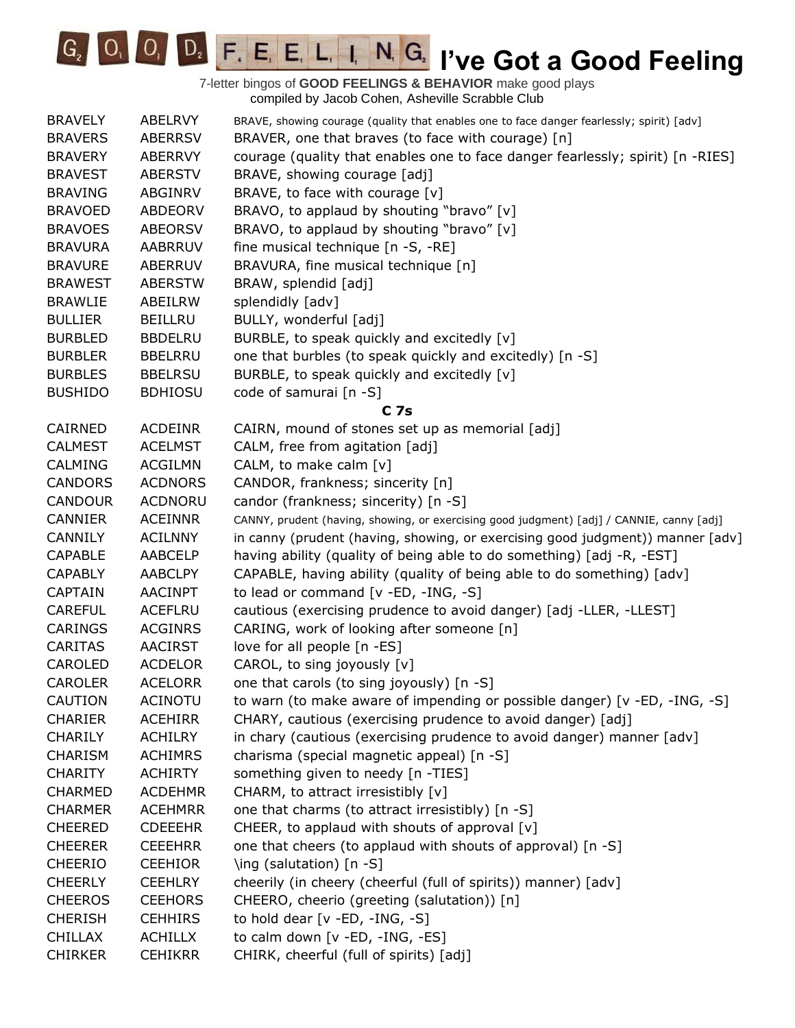# I've Got a Good Feeling

7-letter bingos of **GOOD FEELINGS & BEHAVIOR** make good plays
compiled by Jacob Cohen, Asheville Scrabble Club

| | | |
|---|---|---|
| BRAVELY | ABELRVY | BRAVE, showing courage (quality that enables one to face danger fearlessly; spirit) [adv] |
| BRAVERS | ABERRSV | BRAVER, one that braves (to face with courage) [n] |
| BRAVERY | ABERRVY | courage (quality that enables one to face danger fearlessly; spirit) [n -RIES] |
| BRAVEST | ABERSTV | BRAVE, showing courage [adj] |
| BRAVING | ABGINRV | BRAVE, to face with courage [v] |
| BRAVOED | ABDEORV | BRAVO, to applaud by shouting "bravo" [v] |
| BRAVOES | ABEORSV | BRAVO, to applaud by shouting "bravo" [v] |
| BRAVURA | AABRRUV | fine musical technique [n -S, -RE] |
| BRAVURE | ABERRUV | BRAVURA, fine musical technique [n] |
| BRAWEST | ABERSTW | BRAW, splendid [adj] |
| BRAWLIE | ABEILRW | splendidly [adv] |
| BULLIER | BEILLRU | BULLY, wonderful [adj] |
| BURBLED | BBDELRU | BURBLE, to speak quickly and excitedly [v] |
| BURBLER | BBELRRU | one that burbles (to speak quickly and excitedly) [n -S] |
| BURBLES | BBELRSU | BURBLE, to speak quickly and excitedly [v] |
| BUSHIDO | BDHIOSU | code of samurai [n -S] |

## C 7s

| | | |
|---|---|---|
| CAIRNED | ACDEINR | CAIRN, mound of stones set up as memorial [adj] |
| CALMEST | ACELMST | CALM, free from agitation [adj] |
| CALMING | ACGILMN | CALM, to make calm [v] |
| CANDORS | ACDNORS | CANDOR, frankness; sincerity [n] |
| CANDOUR | ACDNORU | candor (frankness; sincerity) [n -S] |
| CANNIER | ACEINNR | CANNY, prudent (having, showing, or exercising good judgment) [adj] / CANNIE, canny [adj] |
| CANNILY | ACILNNY | in canny (prudent (having, showing, or exercising good judgment)) manner [adv] |
| CAPABLE | AABCELP | having ability (quality of being able to do something) [adj -R, -EST] |
| CAPABLY | AABCLPY | CAPABLE, having ability (quality of being able to do something) [adv] |
| CAPTAIN | AACINPT | to lead or command [v -ED, -ING, -S] |
| CAREFUL | ACEFLRU | cautious (exercising prudence to avoid danger) [adj -LLER, -LLEST] |
| CARINGS | ACGINRS | CARING, work of looking after someone [n] |
| CARITAS | AACIRST | love for all people [n -ES] |
| CAROLED | ACDELOR | CAROL, to sing joyously [v] |
| CAROLER | ACELORR | one that carols (to sing joyously) [n -S] |
| CAUTION | ACINOTU | to warn (to make aware of impending or possible danger) [v -ED, -ING, -S] |
| CHARIER | ACEHIRR | CHARY, cautious (exercising prudence to avoid danger) [adj] |
| CHARILY | ACHILRY | in chary (cautious (exercising prudence to avoid danger) manner [adv] |
| CHARISM | ACHIMRS | charisma (special magnetic appeal) [n -S] |
| CHARITY | ACHIRTY | something given to needy [n -TIES] |
| CHARMED | ACDEHMR | CHARM, to attract irresistibly [v] |
| CHARMER | ACEHMRR | one that charms (to attract irresistibly) [n -S] |
| CHEERED | CDEEEHR | CHEER, to applaud with shouts of approval [v] |
| CHEERER | CEEEHRR | one that cheers (to applaud with shouts of approval) [n -S] |
| CHEERIO | CEEHIOR | \ing (salutation) [n -S] |
| CHEERLY | CEEHLRY | cheerily (in cheery (cheerful (full of spirits)) manner) [adv] |
| CHEEROS | CEEHORS | CHEERO, cheerio (greeting (salutation)) [n] |
| CHERISH | CEHHIRS | to hold dear [v -ED, -ING, -S] |
| CHILLAX | ACHILLX | to calm down [v -ED, -ING, -ES] |
| CHIRKER | CEHIKRR | CHIRK, cheerful (full of spirits) [adj] |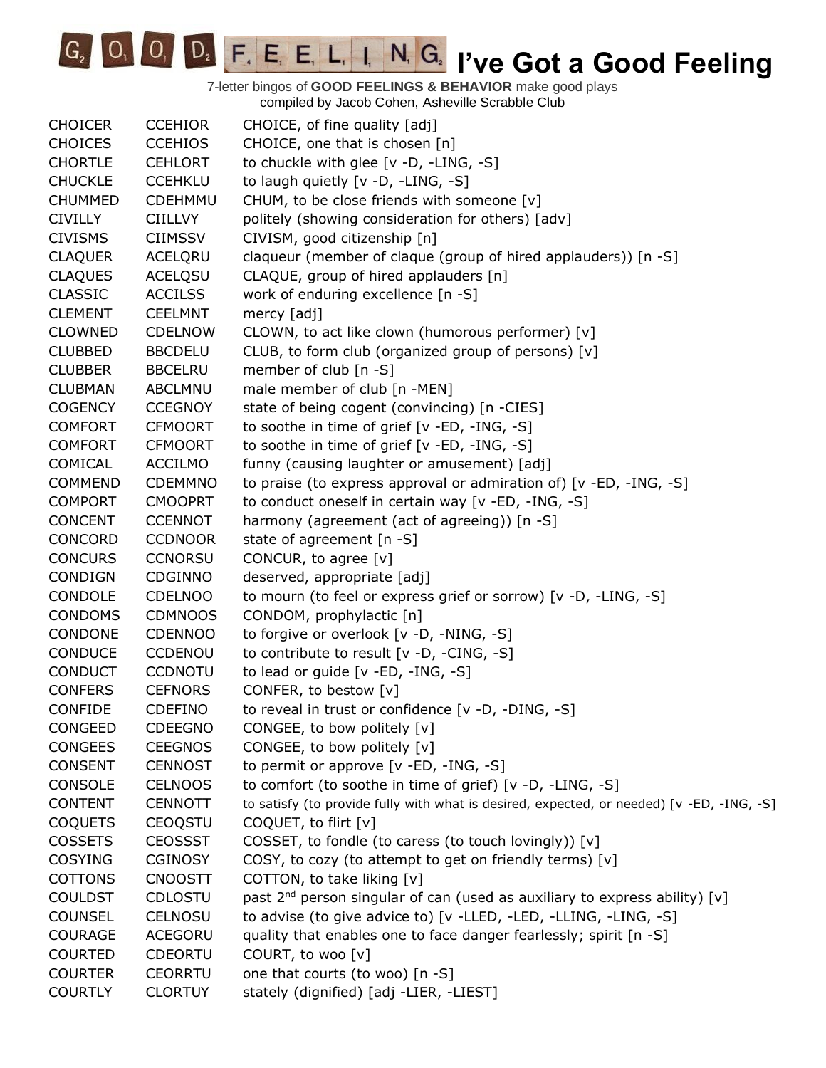# I've Got a Good Feeling

7-letter bingos of **GOOD FEELINGS & BEHAVIOR** make good plays
compiled by Jacob Cohen, Asheville Scrabble Club

| | | |
|---|---|---|
| CHOICER | CCEHIOR | CHOICE, of fine quality [adj] |
| CHOICES | CCEHIOS | CHOICE, one that is chosen [n] |
| CHORTLE | CEHLORT | to chuckle with glee [v -D, -LING, -S] |
| CHUCKLE | CCEHKLU | to laugh quietly [v -D, -LING, -S] |
| CHUMMED | CDEHMMU | CHUM, to be close friends with someone [v] |
| CIVILLY | CIILLVY | politely (showing consideration for others) [adv] |
| CIVISMS | CIIMSSV | CIVISM, good citizenship [n] |
| CLAQUER | ACELQRU | claqueur (member of claque (group of hired applauders)) [n -S] |
| CLAQUES | ACELQSU | CLAQUE, group of hired applauders [n] |
| CLASSIC | ACCILSS | work of enduring excellence [n -S] |
| CLEMENT | CEELMNT | mercy [adj] |
| CLOWNED | CDELNOW | CLOWN, to act like clown (humorous performer) [v] |
| CLUBBED | BBCDELU | CLUB, to form club (organized group of persons) [v] |
| CLUBBER | BBCELRU | member of club [n -S] |
| CLUBMAN | ABCLMNU | male member of club [n -MEN] |
| COGENCY | CCEGNOY | state of being cogent (convincing) [n -CIES] |
| COMFORT | CFMOORT | to soothe in time of grief [v -ED, -ING, -S] |
| COMFORT | CFMOORT | to soothe in time of grief [v -ED, -ING, -S] |
| COMICAL | ACCILMO | funny (causing laughter or amusement) [adj] |
| COMMEND | CDEMMNO | to praise (to express approval or admiration of) [v -ED, -ING, -S] |
| COMPORT | CMOOPRT | to conduct oneself in certain way [v -ED, -ING, -S] |
| CONCENT | CCENNOT | harmony (agreement (act of agreeing)) [n -S] |
| CONCORD | CCDNOOR | state of agreement [n -S] |
| CONCURS | CCNORSU | CONCUR, to agree [v] |
| CONDIGN | CDGINNO | deserved, appropriate [adj] |
| CONDOLE | CDELNOO | to mourn (to feel or express grief or sorrow) [v -D, -LING, -S] |
| CONDOMS | CDMNOOS | CONDOM, prophylactic [n] |
| CONDONE | CDENNOO | to forgive or overlook [v -D, -NING, -S] |
| CONDUCE | CCDENOU | to contribute to result [v -D, -CING, -S] |
| CONDUCT | CCDNOTU | to lead or guide [v -ED, -ING, -S] |
| CONFERS | CEFNORS | CONFER, to bestow [v] |
| CONFIDE | CDEFINO | to reveal in trust or confidence [v -D, -DING, -S] |
| CONGEED | CDEEGNO | CONGEE, to bow politely [v] |
| CONGEES | CEEGNOS | CONGEE, to bow politely [v] |
| CONSENT | CENNOST | to permit or approve [v -ED, -ING, -S] |
| CONSOLE | CELNOOS | to comfort (to soothe in time of grief) [v -D, -LING, -S] |
| CONTENT | CENNOTT | to satisfy (to provide fully with what is desired, expected, or needed) [v -ED, -ING, -S] |
| COQUETS | CEOQSTU | COQUET, to flirt [v] |
| COSSETS | CEOSSST | COSSET, to fondle (to caress (to touch lovingly)) [v] |
| COSYING | CGINOSY | COSY, to cozy (to attempt to get on friendly terms) [v] |
| COTTONS | CNOOSTT | COTTON, to take liking [v] |
| COULDST | CDLOSTU | past 2nd person singular of can (used as auxiliary to express ability) [v] |
| COUNSEL | CELNOSU | to advise (to give advice to) [v -LLED, -LED, -LLING, -LING, -S] |
| COURAGE | ACEGORU | quality that enables one to face danger fearlessly; spirit [n -S] |
| COURTED | CDEORTU | COURT, to woo [v] |
| COURTER | CEORRTU | one that courts (to woo) [n -S] |
| COURTLY | CLORTUY | stately (dignified) [adj -LIER, -LIEST] |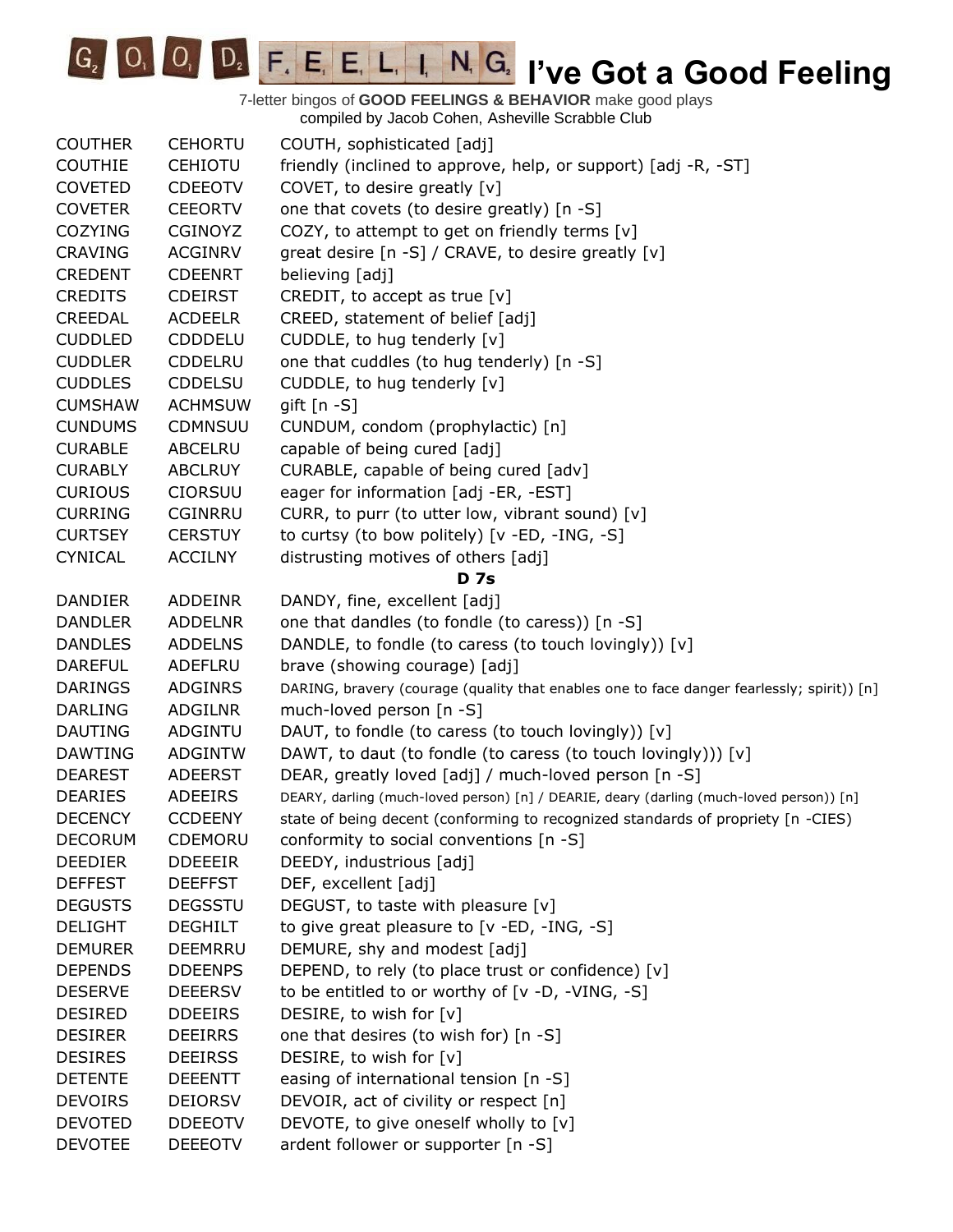# I've Got a Good Feeling

7-letter bingos of **GOOD FEELINGS & BEHAVIOR** make good plays
compiled by Jacob Cohen, Asheville Scrabble Club

| | | |
|---|---|---|
| COUTHER | CEHORTU | COUTH, sophisticated [adj] |
| COUTHIE | CEHIOTU | friendly (inclined to approve, help, or support) [adj -R, -ST] |
| COVETED | CDEEOTV | COVET, to desire greatly [v] |
| COVETER | CEEORTV | one that covets (to desire greatly) [n -S] |
| COZYING | CGINOYZ | COZY, to attempt to get on friendly terms [v] |
| CRAVING | ACGINRV | great desire [n -S] / CRAVE, to desire greatly [v] |
| CREDENT | CDEENRT | believing [adj] |
| CREDITS | CDEIRST | CREDIT, to accept as true [v] |
| CREEDAL | ACDEELR | CREED, statement of belief [adj] |
| CUDDLED | CDDDELU | CUDDLE, to hug tenderly [v] |
| CUDDLER | CDDELRU | one that cuddles (to hug tenderly) [n -S] |
| CUDDLES | CDDELSU | CUDDLE, to hug tenderly [v] |
| CUMSHAW | ACHMSUW | gift [n -S] |
| CUNDUMS | CDMNSUU | CUNDUM, condom (prophylactic) [n] |
| CURABLE | ABCELRU | capable of being cured [adj] |
| CURABLY | ABCLRUY | CURABLE, capable of being cured [adv] |
| CURIOUS | CIORSUU | eager for information [adj -ER, -EST] |
| CURRING | CGINRRU | CURR, to purr (to utter low, vibrant sound) [v] |
| CURTSEY | CERSTUY | to curtsy (to bow politely) [v -ED, -ING, -S] |
| CYNICAL | ACCILNY | distrusting motives of others [adj] |
| | | **D 7s** |
| DANDIER | ADDEINR | DANDY, fine, excellent [adj] |
| DANDLER | ADDELNR | one that dandles (to fondle (to caress)) [n -S] |
| DANDLES | ADDELNS | DANDLE, to fondle (to caress (to touch lovingly)) [v] |
| DAREFUL | ADEFLRU | brave (showing courage) [adj] |
| DARINGS | ADGINRS | DARING, bravery (courage (quality that enables one to face danger fearlessly; spirit)) [n] |
| DARLING | ADGILNR | much-loved person [n -S] |
| DAUTING | ADGINTU | DAUT, to fondle (to caress (to touch lovingly)) [v] |
| DAWTING | ADGINTW | DAWT, to daut (to fondle (to caress (to touch lovingly))) [v] |
| DEAREST | ADEERST | DEAR, greatly loved [adj] / much-loved person [n -S] |
| DEARIES | ADEEIRS | DEARY, darling (much-loved person) [n] / DEARIE, deary (darling (much-loved person)) [n] |
| DECENCY | CCDEENY | state of being decent (conforming to recognized standards of propriety [n -CIES) |
| DECORUM | CDEMORU | conformity to social conventions [n -S] |
| DEEDIER | DDEEEIR | DEEDY, industrious [adj] |
| DEFFEST | DEEFFST | DEF, excellent [adj] |
| DEGUSTS | DEGSSTU | DEGUST, to taste with pleasure [v] |
| DELIGHT | DEGHILT | to give great pleasure to [v -ED, -ING, -S] |
| DEMURER | DEEMRRU | DEMURE, shy and modest [adj] |
| DEPENDS | DDEENPS | DEPEND, to rely (to place trust or confidence) [v] |
| DESERVE | DEEERSV | to be entitled to or worthy of [v -D, -VING, -S] |
| DESIRED | DDEEIRS | DESIRE, to wish for [v] |
| DESIRER | DEEIRRS | one that desires (to wish for) [n -S] |
| DESIRES | DEEIRSS | DESIRE, to wish for [v] |
| DETENTE | DEEENTT | easing of international tension [n -S] |
| DEVOIRS | DEIORSV | DEVOIR, act of civility or respect [n] |
| DEVOTED | DDEEOTV | DEVOTE, to give oneself wholly to [v] |
| DEVOTEE | DEEEOTV | ardent follower or supporter [n -S] |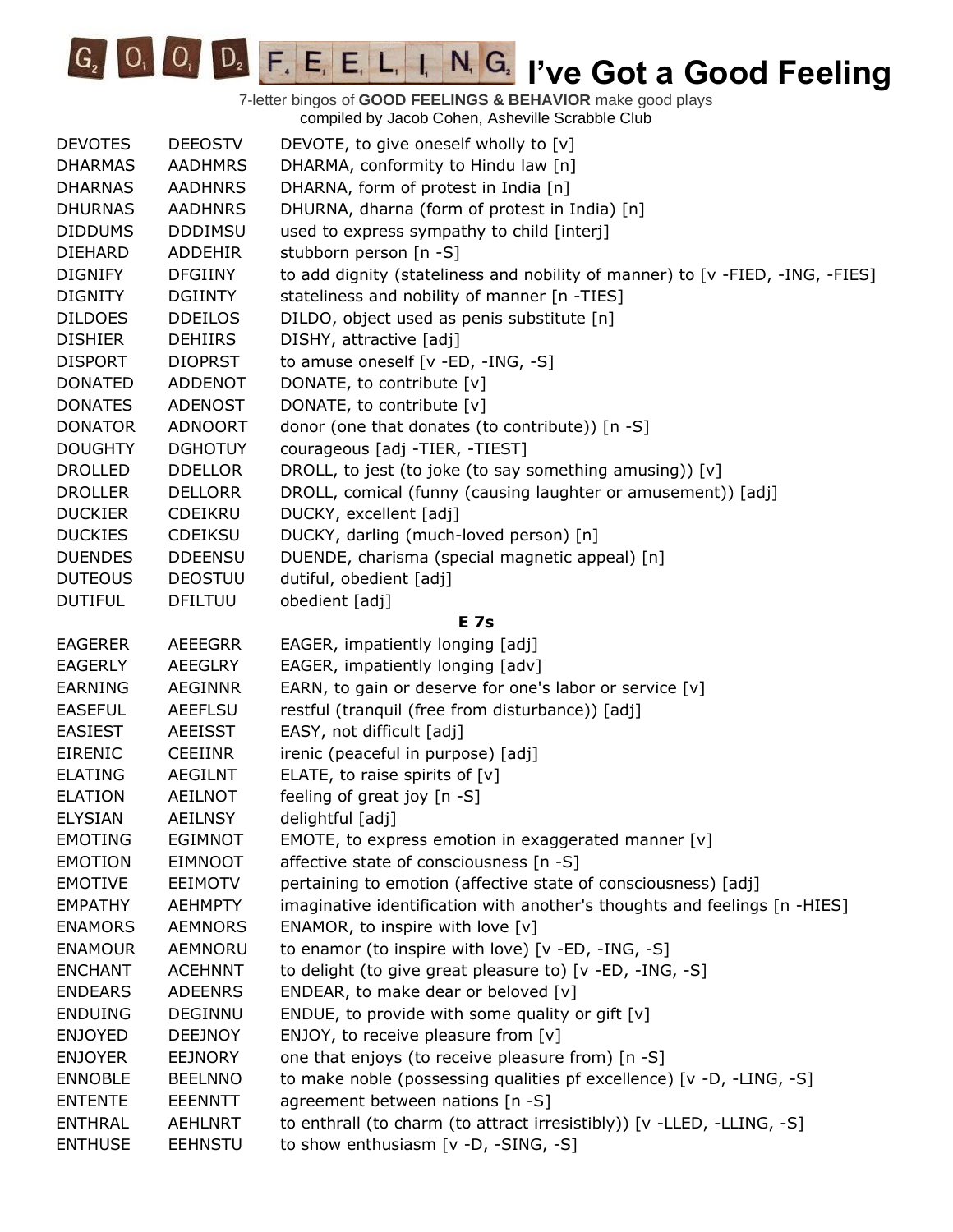# I've Got a Good Feeling

7-letter bingos of **GOOD FEELINGS & BEHAVIOR** make good plays
compiled by Jacob Cohen, Asheville Scrabble Club

| | | |
|---|---|---|
| DEVOTES | DEEOSTV | DEVOTE, to give oneself wholly to [v] |
| DHARMAS | AADHMRS | DHARMA, conformity to Hindu law [n] |
| DHARNAS | AADHNRS | DHARNA, form of protest in India [n] |
| DHURNAS | AADHNRS | DHURNA, dharna (form of protest in India) [n] |
| DIDDUMS | DDDIMSU | used to express sympathy to child [interj] |
| DIEHARD | ADDEHIR | stubborn person [n -S] |
| DIGNIFY | DFGIINY | to add dignity (stateliness and nobility of manner) to [v -FIED, -ING, -FIES] |
| DIGNITY | DGIINTY | stateliness and nobility of manner [n -TIES] |
| DILDOES | DDEILOS | DILDO, object used as penis substitute [n] |
| DISHIER | DEHIIRS | DISHY, attractive [adj] |
| DISPORT | DIOPRST | to amuse oneself [v -ED, -ING, -S] |
| DONATED | ADDENOT | DONATE, to contribute [v] |
| DONATES | ADENOST | DONATE, to contribute [v] |
| DONATOR | ADNOORT | donor (one that donates (to contribute)) [n -S] |
| DOUGHTY | DGHOTUY | courageous [adj -TIER, -TIEST] |
| DROLLED | DDELLOR | DROLL, to jest (to joke (to say something amusing)) [v] |
| DROLLER | DELLORR | DROLL, comical (funny (causing laughter or amusement)) [adj] |
| DUCKIER | CDEIKRU | DUCKY, excellent [adj] |
| DUCKIES | CDEIKSU | DUCKY, darling (much-loved person) [n] |
| DUENDES | DDEENSU | DUENDE, charisma (special magnetic appeal) [n] |
| DUTEOUS | DEOSTUU | dutiful, obedient [adj] |
| DUTIFUL | DFILTUU | obedient [adj] |
| | **E 7s** | |
| EAGERER | AEEEGRR | EAGER, impatiently longing [adj] |
| EAGERLY | AEEGLRY | EAGER, impatiently longing [adv] |
| EARNING | AEGINNR | EARN, to gain or deserve for one's labor or service [v] |
| EASEFUL | AEEFLSU | restful (tranquil (free from disturbance)) [adj] |
| EASIEST | AEEISST | EASY, not difficult [adj] |
| EIRENIC | CEEIINR | irenic (peaceful in purpose) [adj] |
| ELATING | AEGILNT | ELATE, to raise spirits of [v] |
| ELATION | AEILNOT | feeling of great joy [n -S] |
| ELYSIAN | AEILNSY | delightful [adj] |
| EMOTING | EGIMNOT | EMOTE, to express emotion in exaggerated manner [v] |
| EMOTION | EIMNOOT | affective state of consciousness [n -S] |
| EMOTIVE | EEIMOTV | pertaining to emotion (affective state of consciousness) [adj] |
| EMPATHY | AEHMPTY | imaginative identification with another's thoughts and feelings [n -HIES] |
| ENAMORS | AEMNORS | ENAMOR, to inspire with love [v] |
| ENAMOUR | AEMNORU | to enamor (to inspire with love) [v -ED, -ING, -S] |
| ENCHANT | ACEHNNT | to delight (to give great pleasure to) [v -ED, -ING, -S] |
| ENDEARS | ADEENRS | ENDEAR, to make dear or beloved [v] |
| ENDUING | DEGINNU | ENDUE, to provide with some quality or gift [v] |
| ENJOYED | DEEJNOY | ENJOY, to receive pleasure from [v] |
| ENJOYER | EEJNORY | one that enjoys (to receive pleasure from) [n -S] |
| ENNOBLE | BEELNNO | to make noble (possessing qualities pf excellence) [v -D, -LING, -S] |
| ENTENTE | EEENNTT | agreement between nations [n -S] |
| ENTHRAL | AEHLNRT | to enthrall (to charm (to attract irresistibly)) [v -LLED, -LLING, -S] |
| ENTHUSE | EEHNSTU | to show enthusiasm [v -D, -SING, -S] |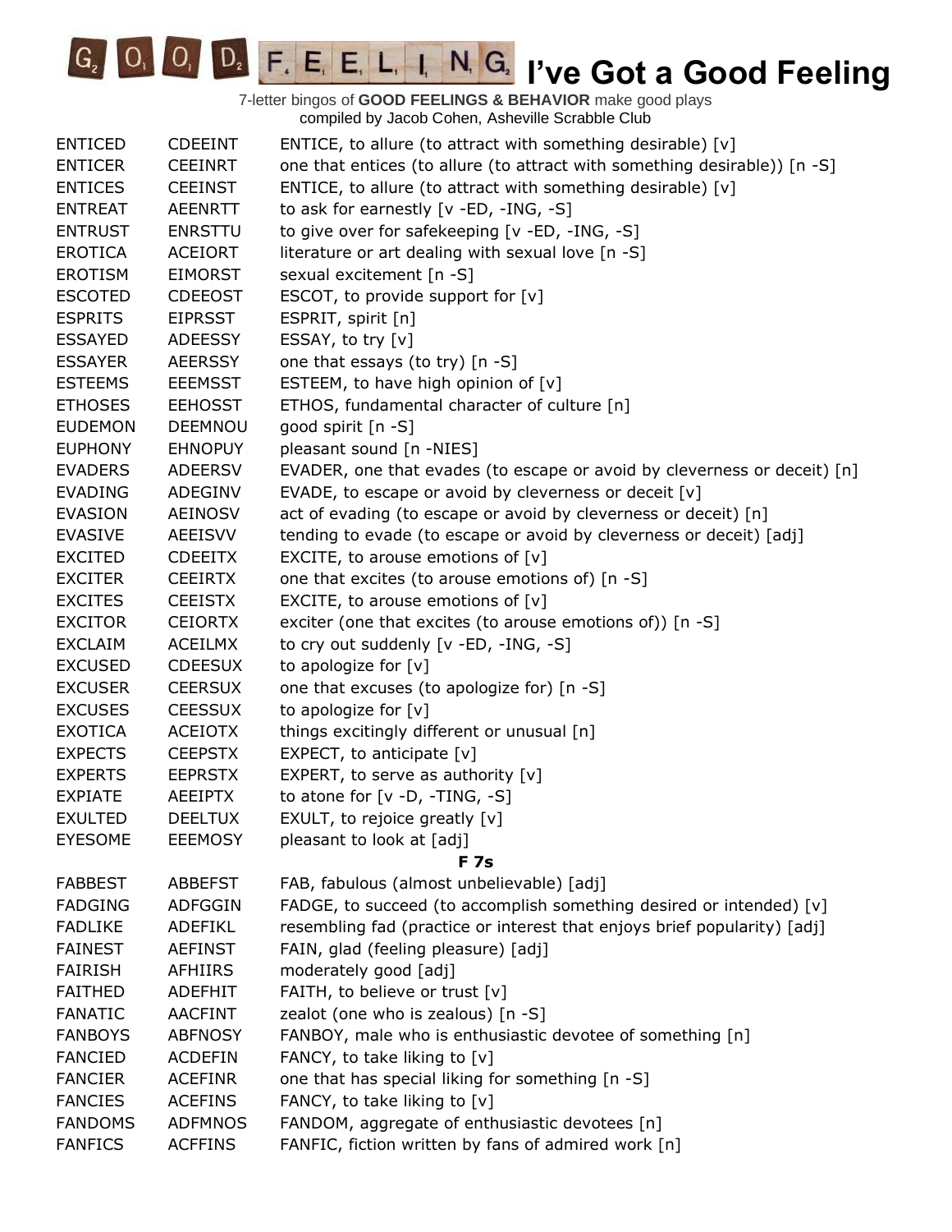# I've Got a Good Feeling

7-letter bingos of **GOOD FEELINGS & BEHAVIOR** make good plays
compiled by Jacob Cohen, Asheville Scrabble Club

| | | |
|---|---|---|
| ENTICED | CDEEINT | ENTICE, to allure (to attract with something desirable) [v] |
| ENTICER | CEEINRT | one that entices (to allure (to attract with something desirable)) [n -S] |
| ENTICES | CEEINST | ENTICE, to allure (to attract with something desirable) [v] |
| ENTREAT | AEENRTT | to ask for earnestly [v -ED, -ING, -S] |
| ENTRUST | ENRSTTU | to give over for safekeeping [v -ED, -ING, -S] |
| EROTICA | ACEIORT | literature or art dealing with sexual love [n -S] |
| EROTISM | EIMORST | sexual excitement [n -S] |
| ESCOTED | CDEEOST | ESCOT, to provide support for [v] |
| ESPRITS | EIPRSST | ESPRIT, spirit [n] |
| ESSAYED | ADEESSY | ESSAY, to try [v] |
| ESSAYER | AEERSSY | one that essays (to try) [n -S] |
| ESTEEMS | EEEMSST | ESTEEM, to have high opinion of [v] |
| ETHOSES | EEHOSST | ETHOS, fundamental character of culture [n] |
| EUDEMON | DEEMNOU | good spirit [n -S] |
| EUPHONY | EHNOPUY | pleasant sound [n -NIES] |
| EVADERS | ADEERSV | EVADER, one that evades (to escape or avoid by cleverness or deceit) [n] |
| EVADING | ADEGINV | EVADE, to escape or avoid by cleverness or deceit [v] |
| EVASION | AEINOSV | act of evading (to escape or avoid by cleverness or deceit) [n] |
| EVASIVE | AEEISVV | tending to evade (to escape or avoid by cleverness or deceit) [adj] |
| EXCITED | CDEEITX | EXCITE, to arouse emotions of [v] |
| EXCITER | CEEIRTX | one that excites (to arouse emotions of) [n -S] |
| EXCITES | CEEISTX | EXCITE, to arouse emotions of [v] |
| EXCITOR | CEIORTX | exciter (one that excites (to arouse emotions of)) [n -S] |
| EXCLAIM | ACEILMX | to cry out suddenly [v -ED, -ING, -S] |
| EXCUSED | CDEESUX | to apologize for [v] |
| EXCUSER | CEERSUX | one that excuses (to apologize for) [n -S] |
| EXCUSES | CEESSUX | to apologize for [v] |
| EXOTICA | ACEIOTX | things excitingly different or unusual [n] |
| EXPECTS | CEEPSTX | EXPECT, to anticipate [v] |
| EXPERTS | EEPRSTX | EXPERT, to serve as authority [v] |
| EXPIATE | AEEIPTX | to atone for [v -D, -TING, -S] |
| EXULTED | DEELTUX | EXULT, to rejoice greatly [v] |
| EYESOME | EEEMOSY | pleasant to look at [adj] |

### F 7s

| | | |
|---|---|---|
| FABBEST | ABBEFST | FAB, fabulous (almost unbelievable) [adj] |
| FADGING | ADFGGIN | FADGE, to succeed (to accomplish something desired or intended) [v] |
| FADLIKE | ADEFIKL | resembling fad (practice or interest that enjoys brief popularity) [adj] |
| FAINEST | AEFINST | FAIN, glad (feeling pleasure) [adj] |
| FAIRISH | AFHIIRS | moderately good [adj] |
| FAITHED | ADEFHIT | FAITH, to believe or trust [v] |
| FANATIC | AACFINT | zealot (one who is zealous) [n -S] |
| FANBOYS | ABFNOSY | FANBOY, male who is enthusiastic devotee of something [n] |
| FANCIED | ACDEFIN | FANCY, to take liking to [v] |
| FANCIER | ACEFINR | one that has special liking for something [n -S] |
| FANCIES | ACEFINS | FANCY, to take liking to [v] |
| FANDOMS | ADFMNOS | FANDOM, aggregate of enthusiastic devotees [n] |
| FANFICS | ACFFINS | FANFIC, fiction written by fans of admired work [n] |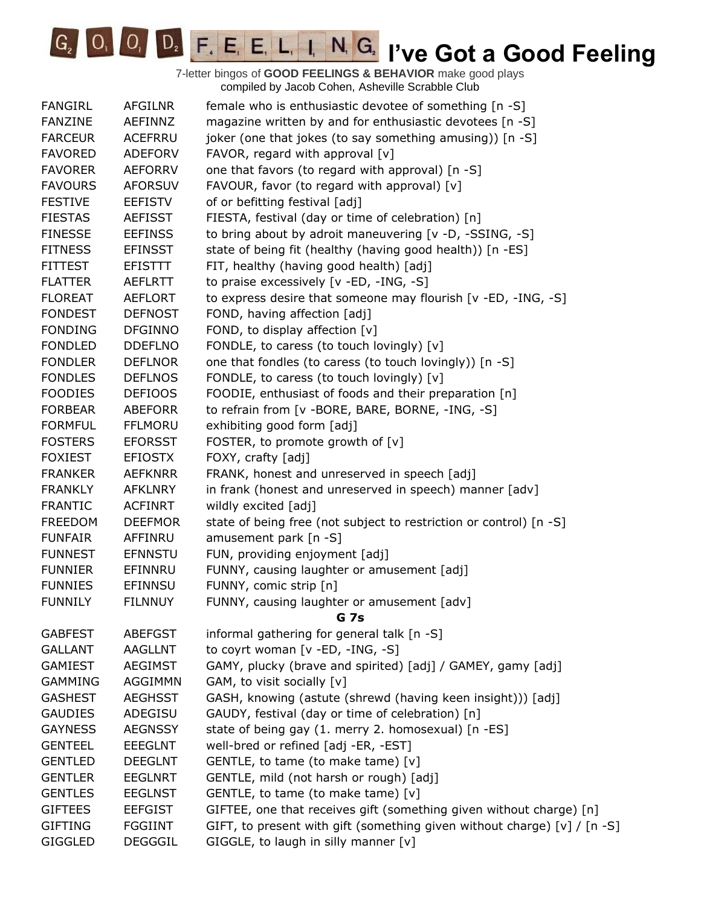# I've Got a Good Feeling

7-letter bingos of **GOOD FEELINGS & BEHAVIOR** make good plays
compiled by Jacob Cohen, Asheville Scrabble Club

| | | |
|---|---|---|
| FANGIRL | AFGILNR | female who is enthusiastic devotee of something [n -S] |
| FANZINE | AEFINNZ | magazine written by and for enthusiastic devotees [n -S] |
| FARCEUR | ACEFRRU | joker (one that jokes (to say something amusing)) [n -S] |
| FAVORED | ADEFORV | FAVOR, regard with approval [v] |
| FAVORER | AEFORRV | one that favors (to regard with approval) [n -S] |
| FAVOURS | AFORSUV | FAVOUR, favor (to regard with approval) [v] |
| FESTIVE | EEFISTV | of or befitting festival [adj] |
| FIESTAS | AEFISST | FIESTA, festival (day or time of celebration) [n] |
| FINESSE | EEFINSS | to bring about by adroit maneuvering [v -D, -SSING, -S] |
| FITNESS | EFINSST | state of being fit (healthy (having good health)) [n -ES] |
| FITTEST | EFISTTT | FIT, healthy (having good health) [adj] |
| FLATTER | AEFLRTT | to praise excessively [v -ED, -ING, -S] |
| FLOREAT | AEFLORT | to express desire that someone may flourish [v -ED, -ING, -S] |
| FONDEST | DEFNOST | FOND, having affection [adj] |
| FONDING | DFGINNO | FOND, to display affection [v] |
| FONDLED | DDEFLNO | FONDLE, to caress (to touch lovingly) [v] |
| FONDLER | DEFLNOR | one that fondles (to caress (to touch lovingly)) [n -S] |
| FONDLES | DEFLNOS | FONDLE, to caress (to touch lovingly) [v] |
| FOODIES | DEFIOOS | FOODIE, enthusiast of foods and their preparation [n] |
| FORBEAR | ABEFORR | to refrain from [v -BORE, BARE, BORNE, -ING, -S] |
| FORMFUL | FFLMORU | exhibiting good form [adj] |
| FOSTERS | EFORSST | FOSTER, to promote growth of [v] |
| FOXIEST | EFIOSTX | FOXY, crafty [adj] |
| FRANKER | AEFKNRR | FRANK, honest and unreserved in speech [adj] |
| FRANKLY | AFKLNRY | in frank (honest and unreserved in speech) manner [adv] |
| FRANTIC | ACFINRT | wildly excited [adj] |
| FREEDOM | DEEFMOR | state of being free (not subject to restriction or control) [n -S] |
| FUNFAIR | AFFINRU | amusement park [n -S] |
| FUNNEST | EFNNSTU | FUN, providing enjoyment [adj] |
| FUNNIER | EFINNRU | FUNNY, causing laughter or amusement [adj] |
| FUNNIES | EFINNSU | FUNNY, comic strip [n] |
| FUNNILY | FILNNUY | FUNNY, causing laughter or amusement [adv] |
| | | **G 7s** |
| GABFEST | ABEFGST | informal gathering for general talk [n -S] |
| GALLANT | AAGLLNT | to coyrt woman [v -ED, -ING, -S] |
| GAMIEST | AEGIMST | GAMY, plucky (brave and spirited) [adj] / GAMEY, gamy [adj] |
| GAMMING | AGGIMMN | GAM, to visit socially [v] |
| GASHEST | AEGHSST | GASH, knowing (astute (shrewd (having keen insight))) [adj] |
| GAUDIES | ADEGISU | GAUDY, festival (day or time of celebration) [n] |
| GAYNESS | AEGNSSY | state of being gay (1. merry 2. homosexual) [n -ES] |
| GENTEEL | EEEGLNT | well-bred or refined [adj -ER, -EST] |
| GENTLED | DEEGLNT | GENTLE, to tame (to make tame) [v] |
| GENTLER | EEGLNRT | GENTLE, mild (not harsh or rough) [adj] |
| GENTLES | EEGLNST | GENTLE, to tame (to make tame) [v] |
| GIFTEES | EEFGIST | GIFTEE, one that receives gift (something given without charge) [n] |
| GIFTING | FGGIINT | GIFT, to present with gift (something given without charge) [v] / [n -S] |
| GIGGLED | DEGGGIL | GIGGLE, to laugh in silly manner [v] |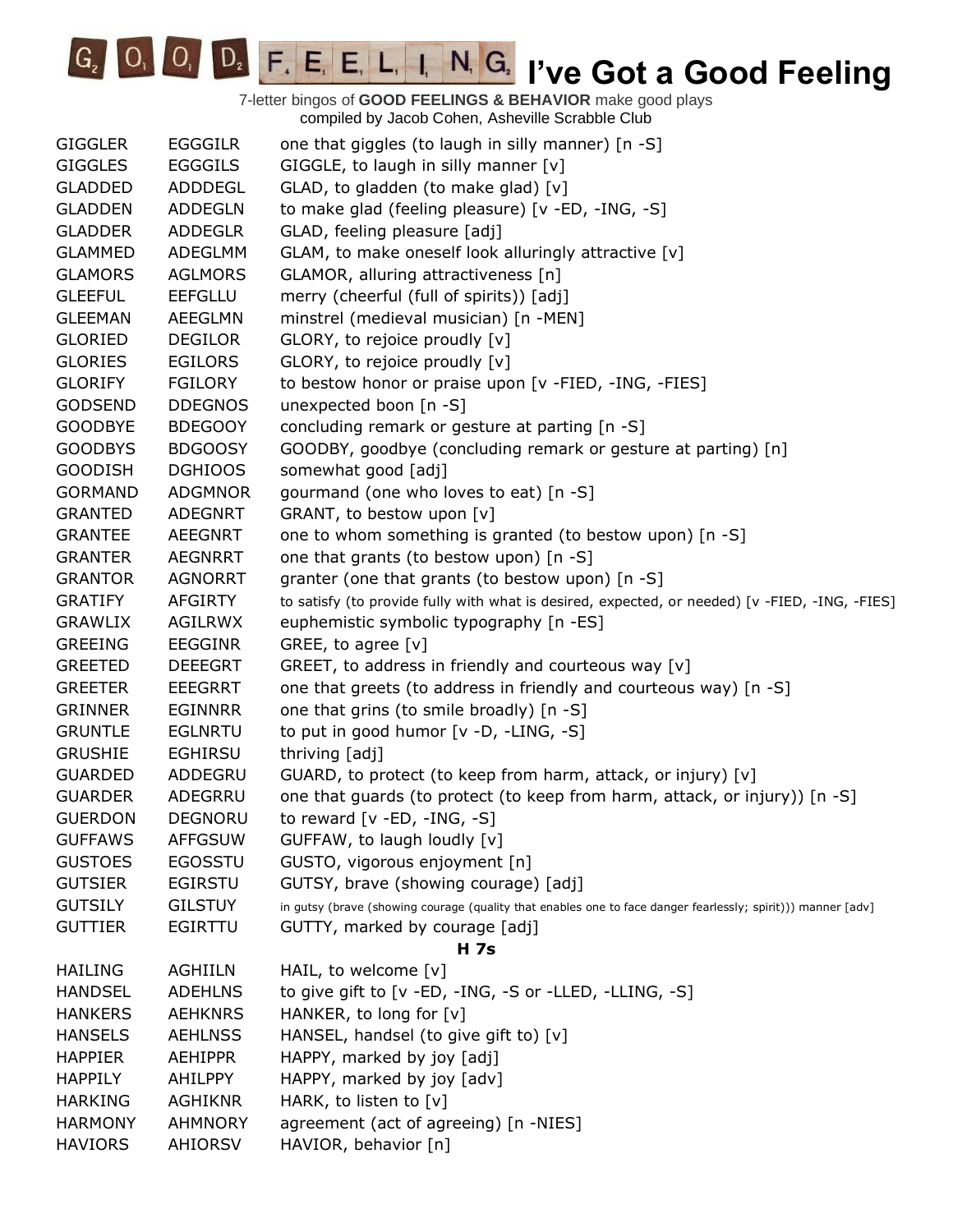# I've Got a Good Feeling

7-letter bingos of **GOOD FEELINGS & BEHAVIOR** make good plays
compiled by Jacob Cohen, Asheville Scrabble Club

| | | |
|---|---|---|
| GIGGLER | EGGGILR | one that giggles (to laugh in silly manner) [n -S] |
| GIGGLES | EGGGILS | GIGGLE, to laugh in silly manner [v] |
| GLADDED | ADDDEGL | GLAD, to gladden (to make glad) [v] |
| GLADDEN | ADDEGLN | to make glad (feeling pleasure) [v -ED, -ING, -S] |
| GLADDER | ADDEGLR | GLAD, feeling pleasure [adj] |
| GLAMMED | ADEGLMM | GLAM, to make oneself look alluringly attractive [v] |
| GLAMORS | AGLMORS | GLAMOR, alluring attractiveness [n] |
| GLEEFUL | EEFGLLU | merry (cheerful (full of spirits)) [adj] |
| GLEEMAN | AEEGLMN | minstrel (medieval musician) [n -MEN] |
| GLORIED | DEGILOR | GLORY, to rejoice proudly [v] |
| GLORIES | EGILORS | GLORY, to rejoice proudly [v] |
| GLORIFY | FGILORY | to bestow honor or praise upon [v -FIED, -ING, -FIES] |
| GODSEND | DDEGNOS | unexpected boon [n -S] |
| GOODBYE | BDEGOOY | concluding remark or gesture at parting [n -S] |
| GOODBYS | BDGOOSY | GOODBY, goodbye (concluding remark or gesture at parting) [n] |
| GOODISH | DGHIOOS | somewhat good [adj] |
| GORMAND | ADGMNOR | gourmand (one who loves to eat) [n -S] |
| GRANTED | ADEGNRT | GRANT, to bestow upon [v] |
| GRANTEE | AEEGNRT | one to whom something is granted (to bestow upon) [n -S] |
| GRANTER | AEGNRRT | one that grants (to bestow upon) [n -S] |
| GRANTOR | AGNORRT | granter (one that grants (to bestow upon) [n -S] |
| GRATIFY | AFGIRTY | to satisfy (to provide fully with what is desired, expected, or needed) [v -FIED, -ING, -FIES] |
| GRAWLIX | AGILRWX | euphemistic symbolic typography [n -ES] |
| GREEING | EEGGINR | GREE, to agree [v] |
| GREETED | DEEEGRT | GREET, to address in friendly and courteous way [v] |
| GREETER | EEEGRRT | one that greets (to address in friendly and courteous way) [n -S] |
| GRINNER | EGINNRR | one that grins (to smile broadly) [n -S] |
| GRUNTLE | EGLNRTU | to put in good humor [v -D, -LING, -S] |
| GRUSHIE | EGHIRSU | thriving [adj] |
| GUARDED | ADDEGRU | GUARD, to protect (to keep from harm, attack, or injury) [v] |
| GUARDER | ADEGRRU | one that guards (to protect (to keep from harm, attack, or injury)) [n -S] |
| GUERDON | DEGNORU | to reward [v -ED, -ING, -S] |
| GUFFAWS | AFFGSUW | GUFFAW, to laugh loudly [v] |
| GUSTOES | EGOSSTU | GUSTO, vigorous enjoyment [n] |
| GUTSIER | EGIRSTU | GUTSY, brave (showing courage) [adj] |
| GUTSILY | GILSTUY | in gutsy (brave (showing courage (quality that enables one to face danger fearlessly; spirit))) manner [adv] |
| GUTTIER | EGIRTTU | GUTTY, marked by courage [adj] |

**H 7s**

| | | |
|---|---|---|
| HAILING | AGHIILN | HAIL, to welcome [v] |
| HANDSEL | ADEHLNS | to give gift to [v -ED, -ING, -S or -LLED, -LLING, -S] |
| HANKERS | AEHKNRS | HANKER, to long for [v] |
| HANSELS | AEHLNSS | HANSEL, handsel (to give gift to) [v] |
| HAPPIER | AEHIPPR | HAPPY, marked by joy [adj] |
| HAPPILY | AHILPPY | HAPPY, marked by joy [adv] |
| HARKING | AGHIKNR | HARK, to listen to [v] |
| HARMONY | AHMNORY | agreement (act of agreeing) [n -NIES] |
| HAVIORS | AHIORSV | HAVIOR, behavior [n] |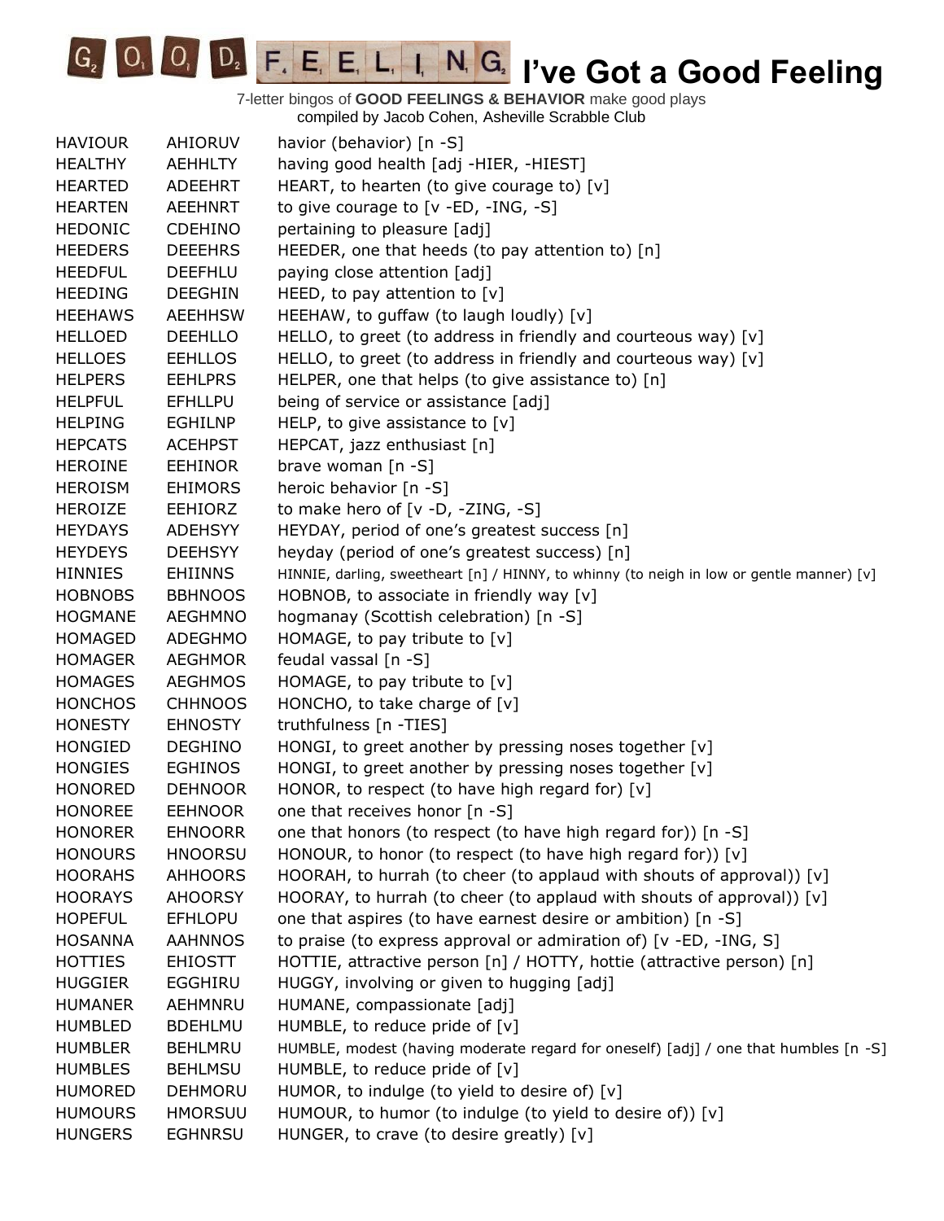# I've Got a Good Feeling

7-letter bingos of **GOOD FEELINGS & BEHAVIOR** make good plays
compiled by Jacob Cohen, Asheville Scrabble Club

| | | |
|---|---|---|
| HAVIOUR | AHIORUV | havior (behavior) [n -S] |
| HEALTHY | AEHHLTY | having good health [adj -HIER, -HIEST] |
| HEARTED | ADEEHRT | HEART, to hearten (to give courage to) [v] |
| HEARTEN | AEEHNRT | to give courage to [v -ED, -ING, -S] |
| HEDONIC | CDEHINO | pertaining to pleasure [adj] |
| HEEDERS | DEEEHRS | HEEDER, one that heeds (to pay attention to) [n] |
| HEEDFUL | DEEFHLU | paying close attention [adj] |
| HEEDING | DEEGHIN | HEED, to pay attention to [v] |
| HEEHAWS | AEEHHSW | HEEHAW, to guffaw (to laugh loudly) [v] |
| HELLOED | DEEHLLO | HELLO, to greet (to address in friendly and courteous way) [v] |
| HELLOES | EEHLLOS | HELLO, to greet (to address in friendly and courteous way) [v] |
| HELPERS | EEHLPRS | HELPER, one that helps (to give assistance to) [n] |
| HELPFUL | EFHLLPU | being of service or assistance [adj] |
| HELPING | EGHILNP | HELP, to give assistance to [v] |
| HEPCATS | ACEHPST | HEPCAT, jazz enthusiast [n] |
| HEROINE | EEHINOR | brave woman [n -S] |
| HEROISM | EHIMORS | heroic behavior [n -S] |
| HEROIZE | EEHIORZ | to make hero of [v -D, -ZING, -S] |
| HEYDAYS | ADEHSYY | HEYDAY, period of one's greatest success [n] |
| HEYDEYS | DEEHSYY | heyday (period of one's greatest success) [n] |
| HINNIES | EHIINNS | HINNIE, darling, sweetheart [n] / HINNY, to whinny (to neigh in low or gentle manner) [v] |
| HOBNOBS | BBHNOOS | HOBNOB, to associate in friendly way [v] |
| HOGMANE | AEGHMNO | hogmanay (Scottish celebration) [n -S] |
| HOMAGED | ADEGHMO | HOMAGE, to pay tribute to [v] |
| HOMAGER | AEGHMOR | feudal vassal [n -S] |
| HOMAGES | AEGHMOS | HOMAGE, to pay tribute to [v] |
| HONCHOS | CHHNOOS | HONCHO, to take charge of [v] |
| HONESTY | EHNOSTY | truthfulness [n -TIES] |
| HONGIED | DEGHINO | HONGI, to greet another by pressing noses together [v] |
| HONGIES | EGHINOS | HONGI, to greet another by pressing noses together [v] |
| HONORED | DEHNOOR | HONOR, to respect (to have high regard for) [v] |
| HONOREE | EEHNOOR | one that receives honor [n -S] |
| HONORER | EHNOORR | one that honors (to respect (to have high regard for)) [n -S] |
| HONOURS | HNOORSU | HONOUR, to honor (to respect (to have high regard for)) [v] |
| HOORAHS | AHHOORS | HOORAH, to hurrah (to cheer (to applaud with shouts of approval)) [v] |
| HOORAYS | AHOORSY | HOORAY, to hurrah (to cheer (to applaud with shouts of approval)) [v] |
| HOPEFUL | EFHLOPU | one that aspires (to have earnest desire or ambition) [n -S] |
| HOSANNA | AAHNNOS | to praise (to express approval or admiration of) [v -ED, -ING, S] |
| HOTTIES | EHIOSTT | HOTTIE, attractive person [n] / HOTTY, hottie (attractive person) [n] |
| HUGGIER | EGGHIRU | HUGGY, involving or given to hugging [adj] |
| HUMANER | AEHMNRU | HUMANE, compassionate [adj] |
| HUMBLED | BDEHLMU | HUMBLE, to reduce pride of [v] |
| HUMBLER | BEHLMRU | HUMBLE, modest (having moderate regard for oneself) [adj] / one that humbles [n -S] |
| HUMBLES | BEHLMSU | HUMBLE, to reduce pride of [v] |
| HUMORED | DEHMORU | HUMOR, to indulge (to yield to desire of) [v] |
| HUMOURS | HMORSUU | HUMOUR, to humor (to indulge (to yield to desire of)) [v] |
| HUNGERS | EGHNRSU | HUNGER, to crave (to desire greatly) [v] |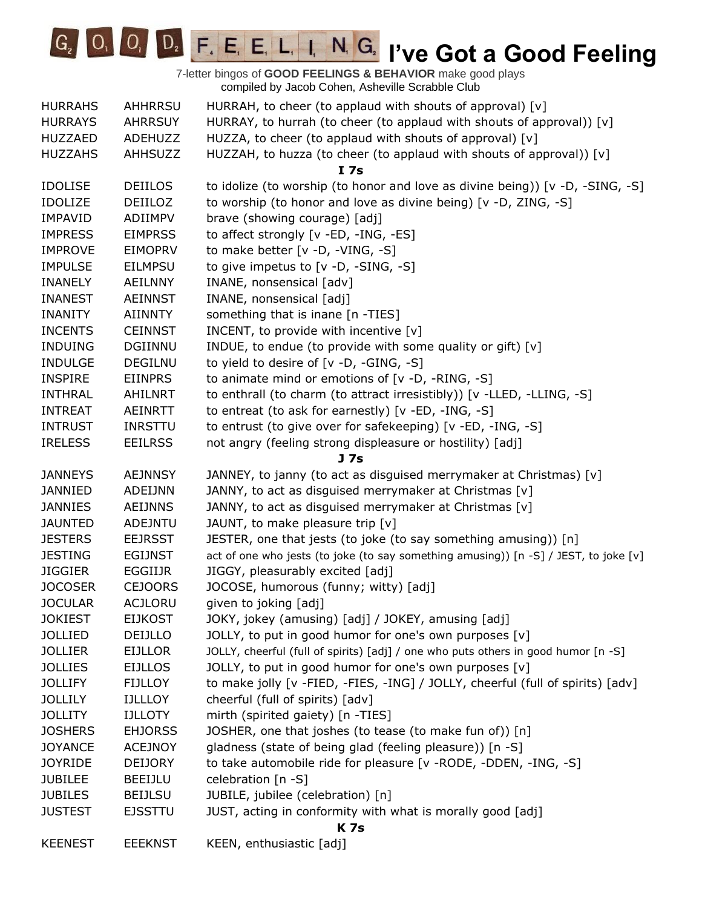# I've Got a Good Feeling

7-letter bingos of **GOOD FEELINGS & BEHAVIOR** make good plays
compiled by Jacob Cohen, Asheville Scrabble Club

| | | |
|---|---|---|
| HURRAHS | AHHRRSU | HURRAH, to cheer (to applaud with shouts of approval) [v] |
| HURRAYS | AHRRSUY | HURRAY, to hurrah (to cheer (to applaud with shouts of approval)) [v] |
| HUZZAED | ADEHUZZ | HUZZA, to cheer (to applaud with shouts of approval) [v] |
| HUZZAHS | AHHSUZZ | HUZZAH, to huzza (to cheer (to applaud with shouts of approval)) [v] |
| | | **I 7s** |
| IDOLISE | DEIILOS | to idolize (to worship (to honor and love as divine being)) [v -D, -SING, -S] |
| IDOLIZE | DEIILOZ | to worship (to honor and love as divine being) [v -D, ZING, -S] |
| IMPAVID | ADIIMPV | brave (showing courage) [adj] |
| IMPRESS | EIMPRSS | to affect strongly [v -ED, -ING, -ES] |
| IMPROVE | EIMOPRV | to make better [v -D, -VING, -S] |
| IMPULSE | EILMPSU | to give impetus to [v -D, -SING, -S] |
| INANELY | AEILNNY | INANE, nonsensical [adv] |
| INANEST | AEINNST | INANE, nonsensical [adj] |
| INANITY | AIINNTY | something that is inane [n -TIES] |
| INCENTS | CEINNST | INCENT, to provide with incentive [v] |
| INDUING | DGIINNU | INDUE, to endue (to provide with some quality or gift) [v] |
| INDULGE | DEGILNU | to yield to desire of [v -D, -GING, -S] |
| INSPIRE | EIINPRS | to animate mind or emotions of [v -D, -RING, -S] |
| INTHRAL | AHILNRT | to enthrall (to charm (to attract irresistibly)) [v -LLED, -LLING, -S] |
| INTREAT | AEINRTT | to entreat (to ask for earnestly) [v -ED, -ING, -S] |
| INTRUST | INRSTTU | to entrust (to give over for safekeeping) [v -ED, -ING, -S] |
| IRELESS | EEILRSS | not angry (feeling strong displeasure or hostility) [adj] |
| | | **J 7s** |
| JANNEYS | AEJNNSY | JANNEY, to janny (to act as disguised merrymaker at Christmas) [v] |
| JANNIED | ADEIJNN | JANNY, to act as disguised merrymaker at Christmas [v] |
| JANNIES | AEIJNNS | JANNY, to act as disguised merrymaker at Christmas [v] |
| JAUNTED | ADEJNTU | JAUNT, to make pleasure trip [v] |
| JESTERS | EEJRSST | JESTER, one that jests (to joke (to say something amusing)) [n] |
| JESTING | EGIJNST | act of one who jests (to joke (to say something amusing)) [n -S] / JEST, to joke [v] |
| JIGGIER | EGGIIJR | JIGGY, pleasurably excited [adj] |
| JOCOSER | CEJOORS | JOCOSE, humorous (funny; witty) [adj] |
| JOCULAR | ACJLORU | given to joking [adj] |
| JOKIEST | EIJKOST | JOKY, jokey (amusing) [adj] / JOKEY, amusing [adj] |
| JOLLIED | DEIJLLO | JOLLY, to put in good humor for one's own purposes [v] |
| JOLLIER | EIJLLOR | JOLLY, cheerful (full of spirits) [adj] / one who puts others in good humor [n -S] |
| JOLLIES | EIJLLOS | JOLLY, to put in good humor for one's own purposes [v] |
| JOLLIFY | FIJLLOY | to make jolly [v -FIED, -FIES, -ING] / JOLLY, cheerful (full of spirits) [adv] |
| JOLLILY | IJLLLOY | cheerful (full of spirits) [adv] |
| JOLLITY | IJLLOTY | mirth (spirited gaiety) [n -TIES] |
| JOSHERS | EHJORSS | JOSHER, one that joshes (to tease (to make fun of)) [n] |
| JOYANCE | ACEJNOY | gladness (state of being glad (feeling pleasure)) [n -S] |
| JOYRIDE | DEIJORY | to take automobile ride for pleasure [v -RODE, -DDEN, -ING, -S] |
| JUBILEE | BEEIJLU | celebration [n -S] |
| JUBILES | BEIJLSU | JUBILE, jubilee (celebration) [n] |
| JUSTEST | EJSSTTU | JUST, acting in conformity with what is morally good [adj] |
| | | **K 7s** |
| KEENEST | EEEKNST | KEEN, enthusiastic [adj] |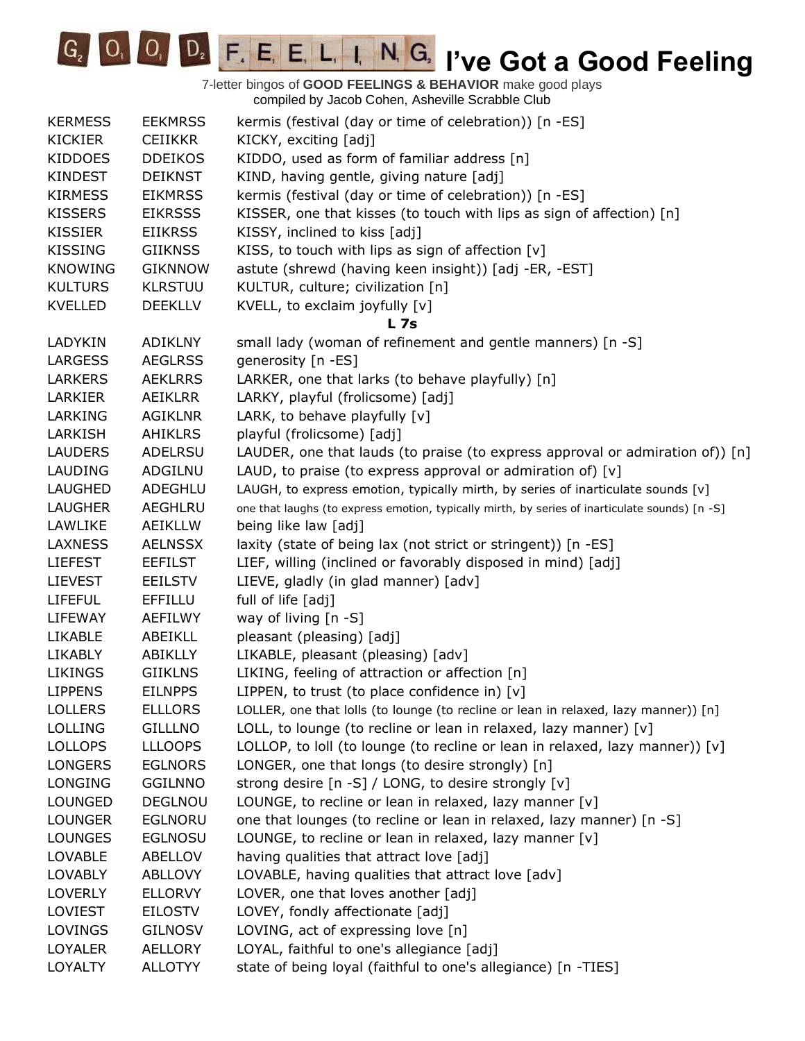# I've Got a Good Feeling

7-letter bingos of **GOOD FEELINGS & BEHAVIOR** make good plays
compiled by Jacob Cohen, Asheville Scrabble Club

| | | |
|---|---|---|
| KERMESS | EEKMRSS | kermis (festival (day or time of celebration)) [n -ES] |
| KICKIER | CEIIKKR | KICKY, exciting [adj] |
| KIDDOES | DDEIKOS | KIDDO, used as form of familiar address [n] |
| KINDEST | DEIKNST | KIND, having gentle, giving nature [adj] |
| KIRMESS | EIKMRSS | kermis (festival (day or time of celebration)) [n -ES] |
| KISSERS | EIKRSSS | KISSER, one that kisses (to touch with lips as sign of affection) [n] |
| KISSIER | EIIKRSS | KISSY, inclined to kiss [adj] |
| KISSING | GIIKNSS | KISS, to touch with lips as sign of affection [v] |
| KNOWING | GIKNNOW | astute (shrewd (having keen insight)) [adj -ER, -EST] |
| KULTURS | KLRSTUU | KULTUR, culture; civilization [n] |
| KVELLED | DEEKLLV | KVELL, to exclaim joyfully [v] |

**L 7s**

| | | |
|---|---|---|
| LADYKIN | ADIKLNY | small lady (woman of refinement and gentle manners) [n -S] |
| LARGESS | AEGLRSS | generosity [n -ES] |
| LARKERS | AEKLRRS | LARKER, one that larks (to behave playfully) [n] |
| LARKIER | AEIKLRR | LARKY, playful (frolicsome) [adj] |
| LARKING | AGIKLNR | LARK, to behave playfully [v] |
| LARKISH | AHIKLRS | playful (frolicsome) [adj] |
| LAUDERS | ADELRSU | LAUDER, one that lauds (to praise (to express approval or admiration of)) [n] |
| LAUDING | ADGILNU | LAUD, to praise (to express approval or admiration of) [v] |
| LAUGHED | ADEGHLU | LAUGH, to express emotion, typically mirth, by series of inarticulate sounds [v] |
| LAUGHER | AEGHLRU | one that laughs (to express emotion, typically mirth, by series of inarticulate sounds) [n -S] |
| LAWLIKE | AEIKLLW | being like law [adj] |
| LAXNESS | AELNSSX | laxity (state of being lax (not strict or stringent)) [n -ES] |
| LIEFEST | EEFILST | LIEF, willing (inclined or favorably disposed in mind) [adj] |
| LIEVEST | EEILSTV | LIEVE, gladly (in glad manner) [adv] |
| LIFEFUL | EFFILLU | full of life [adj] |
| LIFEWAY | AEFILWY | way of living [n -S] |
| LIKABLE | ABEIKLL | pleasant (pleasing) [adj] |
| LIKABLY | ABIKLLY | LIKABLE, pleasant (pleasing) [adv] |
| LIKINGS | GIIKLNS | LIKING, feeling of attraction or affection [n] |
| LIPPENS | EILNPPS | LIPPEN, to trust (to place confidence in) [v] |
| LOLLERS | ELLLORS | LOLLER, one that lolls (to lounge (to recline or lean in relaxed, lazy manner)) [n] |
| LOLLING | GILLLNO | LOLL, to lounge (to recline or lean in relaxed, lazy manner) [v] |
| LOLLOPS | LLLOOPS | LOLLOP, to loll (to lounge (to recline or lean in relaxed, lazy manner)) [v] |
| LONGERS | EGLNORS | LONGER, one that longs (to desire strongly) [n] |
| LONGING | GGILNNO | strong desire [n -S] / LONG, to desire strongly [v] |
| LOUNGED | DEGLNOU | LOUNGE, to recline or lean in relaxed, lazy manner [v] |
| LOUNGER | EGLNORU | one that lounges (to recline or lean in relaxed, lazy manner) [n -S] |
| LOUNGES | EGLNOSU | LOUNGE, to recline or lean in relaxed, lazy manner [v] |
| LOVABLE | ABELLOV | having qualities that attract love [adj] |
| LOVABLY | ABLLOVY | LOVABLE, having qualities that attract love [adv] |
| LOVERLY | ELLORVY | LOVER, one that loves another [adj] |
| LOVIEST | EILOSTV | LOVEY, fondly affectionate [adj] |
| LOVINGS | GILNOSV | LOVING, act of expressing love [n] |
| LOYALER | AELLORY | LOYAL, faithful to one's allegiance [adj] |
| LOYALTY | ALLOTYY | state of being loyal (faithful to one's allegiance) [n -TIES] |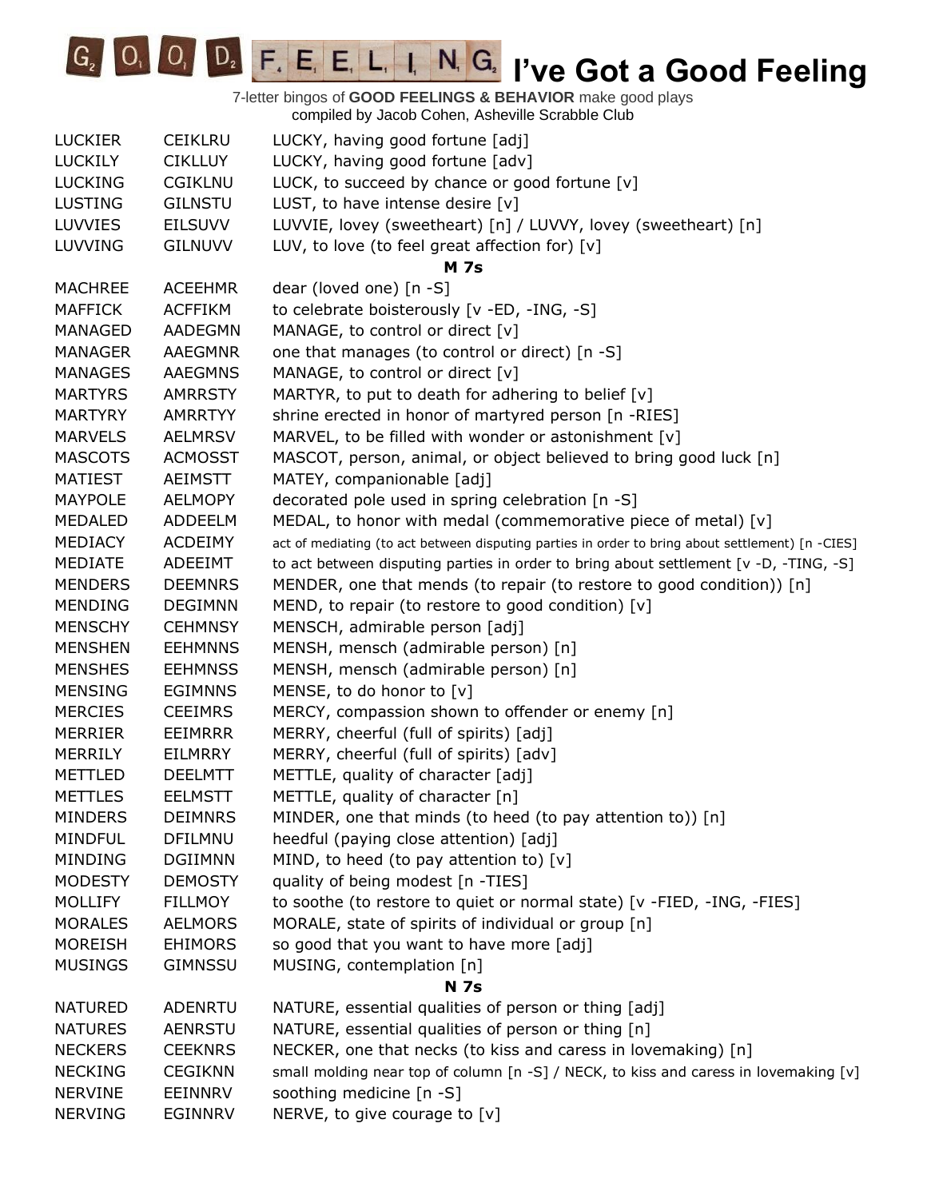# I've Got a Good Feeling

7-letter bingos of **GOOD FEELINGS & BEHAVIOR** make good plays
compiled by Jacob Cohen, Asheville Scrabble Club

| | | |
|---|---|---|
| LUCKIER | CEIKLRU | LUCKY, having good fortune [adj] |
| LUCKILY | CIKLLUY | LUCKY, having good fortune [adv] |
| LUCKING | CGIKLNU | LUCK, to succeed by chance or good fortune [v] |
| LUSTING | GILNSTU | LUST, to have intense desire [v] |
| LUVVIES | EILSUVV | LUVVIE, lovey (sweetheart) [n] / LUVVY, lovey (sweetheart) [n] |
| LUVVING | GILNUVV | LUV, to love (to feel great affection for) [v] |
| | | **M 7s** |
| MACHREE | ACEEHMR | dear (loved one) [n -S] |
| MAFFICK | ACFFIKM | to celebrate boisterously [v -ED, -ING, -S] |
| MANAGED | AADEGMN | MANAGE, to control or direct [v] |
| MANAGER | AAEGMNR | one that manages (to control or direct) [n -S] |
| MANAGES | AAEGMNS | MANAGE, to control or direct [v] |
| MARTYRS | AMRRSTY | MARTYR, to put to death for adhering to belief [v] |
| MARTYRY | AMRRTYY | shrine erected in honor of martyred person [n -RIES] |
| MARVELS | AELMRSV | MARVEL, to be filled with wonder or astonishment [v] |
| MASCOTS | ACMOSST | MASCOT, person, animal, or object believed to bring good luck [n] |
| MATIEST | AEIMSTT | MATEY, companionable [adj] |
| MAYPOLE | AELMOPY | decorated pole used in spring celebration [n -S] |
| MEDALED | ADDEELM | MEDAL, to honor with medal (commemorative piece of metal) [v] |
| MEDIACY | ACDEIMY | act of mediating (to act between disputing parties in order to bring about settlement) [n -CIES] |
| MEDIATE | ADEEIMT | to act between disputing parties in order to bring about settlement [v -D, -TING, -S] |
| MENDERS | DEEMNRS | MENDER, one that mends (to repair (to restore to good condition)) [n] |
| MENDING | DEGIMNN | MEND, to repair (to restore to good condition) [v] |
| MENSCHY | CEHMNSY | MENSCH, admirable person [adj] |
| MENSHEN | EEHMNNS | MENSH, mensch (admirable person) [n] |
| MENSHES | EEHMNSS | MENSH, mensch (admirable person) [n] |
| MENSING | EGIMNNS | MENSE, to do honor to [v] |
| MERCIES | CEEIMRS | MERCY, compassion shown to offender or enemy [n] |
| MERRIER | EEIMRRR | MERRY, cheerful (full of spirits) [adj] |
| MERRILY | EILMRRY | MERRY, cheerful (full of spirits) [adv] |
| METTLED | DEELMTT | METTLE, quality of character [adj] |
| METTLES | EELMSTT | METTLE, quality of character [n] |
| MINDERS | DEIMNRS | MINDER, one that minds (to heed (to pay attention to)) [n] |
| MINDFUL | DFILMNU | heedful (paying close attention) [adj] |
| MINDING | DGIIMNN | MIND, to heed (to pay attention to) [v] |
| MODESTY | DEMOSTY | quality of being modest [n -TIES] |
| MOLLIFY | FILLMOY | to soothe (to restore to quiet or normal state) [v -FIED, -ING, -FIES] |
| MORALES | AELMORS | MORALE, state of spirits of individual or group [n] |
| MOREISH | EHIMORS | so good that you want to have more [adj] |
| MUSINGS | GIMNSSU | MUSING, contemplation [n] |
| | | **N 7s** |
| NATURED | ADENRTU | NATURE, essential qualities of person or thing [adj] |
| NATURES | AENRSTU | NATURE, essential qualities of person or thing [n] |
| NECKERS | CEEKNRS | NECKER, one that necks (to kiss and caress in lovemaking) [n] |
| NECKING | CEGIKNN | small molding near top of column [n -S] / NECK, to kiss and caress in lovemaking [v] |
| NERVINE | EEINNRV | soothing medicine [n -S] |
| NERVING | EGINNRV | NERVE, to give courage to [v] |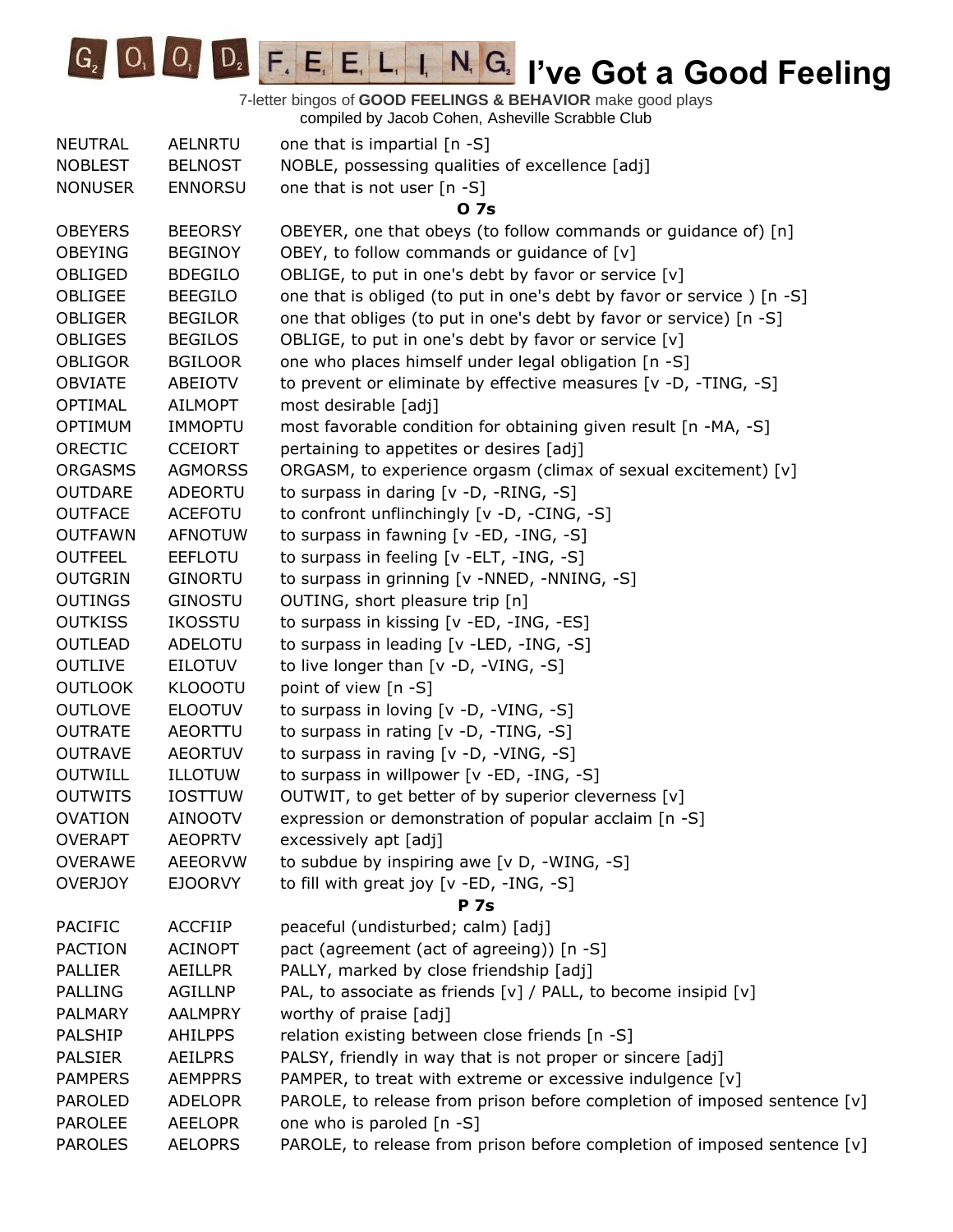# I've Got a Good Feeling

7-letter bingos of **GOOD FEELINGS & BEHAVIOR** make good plays
compiled by Jacob Cohen, Asheville Scrabble Club

| | | |
|---|---|---|
| NEUTRAL | AELNRTU | one that is impartial [n -S] |
| NOBLEST | BELNOST | NOBLE, possessing qualities of excellence [adj] |
| NONUSER | ENNORSU | one that is not user [n -S] |
| | | **O 7s** |
| OBEYERS | BEEORSY | OBEYER, one that obeys (to follow commands or guidance of) [n] |
| OBEYING | BEGINOY | OBEY, to follow commands or guidance of [v] |
| OBLIGED | BDEGILO | OBLIGE, to put in one's debt by favor or service [v] |
| OBLIGEE | BEEGILO | one that is obliged (to put in one's debt by favor or service ) [n -S] |
| OBLIGER | BEGILOR | one that obliges (to put in one's debt by favor or service) [n -S] |
| OBLIGES | BEGILOS | OBLIGE, to put in one's debt by favor or service [v] |
| OBLIGOR | BGILOOR | one who places himself under legal obligation [n -S] |
| OBVIATE | ABEIOTV | to prevent or eliminate by effective measures [v -D, -TING, -S] |
| OPTIMAL | AILMOPT | most desirable [adj] |
| OPTIMUM | IMMOPTU | most favorable condition for obtaining given result [n -MA, -S] |
| ORECTIC | CCEIORT | pertaining to appetites or desires [adj] |
| ORGASMS | AGMORSS | ORGASM, to experience orgasm (climax of sexual excitement) [v] |
| OUTDARE | ADEORTU | to surpass in daring [v -D, -RING, -S] |
| OUTFACE | ACEFOTU | to confront unflinchingly [v -D, -CING, -S] |
| OUTFAWN | AFNOTUW | to surpass in fawning [v -ED, -ING, -S] |
| OUTFEEL | EEFLOTU | to surpass in feeling [v -ELT, -ING, -S] |
| OUTGRIN | GINORTU | to surpass in grinning [v -NNED, -NNING, -S] |
| OUTINGS | GINOSTU | OUTING, short pleasure trip [n] |
| OUTKISS | IKOSSTU | to surpass in kissing [v -ED, -ING, -ES] |
| OUTLEAD | ADELOTU | to surpass in leading [v -LED, -ING, -S] |
| OUTLIVE | EILOTUV | to live longer than [v -D, -VING, -S] |
| OUTLOOK | KLOOOTU | point of view [n -S] |
| OUTLOVE | ELOOTUV | to surpass in loving [v -D, -VING, -S] |
| OUTRATE | AEORTTU | to surpass in rating [v -D, -TING, -S] |
| OUTRAVE | AEORTUV | to surpass in raving [v -D, -VING, -S] |
| OUTWILL | ILLOTUW | to surpass in willpower [v -ED, -ING, -S] |
| OUTWITS | IOSTTUW | OUTWIT, to get better of by superior cleverness [v] |
| OVATION | AINOOTV | expression or demonstration of popular acclaim [n -S] |
| OVERAPT | AEOPRTV | excessively apt [adj] |
| OVERAWE | AEEORVW | to subdue by inspiring awe [v D, -WING, -S] |
| OVERJOY | EJOORVY | to fill with great joy [v -ED, -ING, -S] |
| | | **P 7s** |
| PACIFIC | ACCFIIP | peaceful (undisturbed; calm) [adj] |
| PACTION | ACINOPT | pact (agreement (act of agreeing)) [n -S] |
| PALLIER | AEILLPR | PALLY, marked by close friendship [adj] |
| PALLING | AGILLNP | PAL, to associate as friends [v] / PALL, to become insipid [v] |
| PALMARY | AALMPRY | worthy of praise [adj] |
| PALSHIP | AHILPPS | relation existing between close friends [n -S] |
| PALSIER | AEILPRS | PALSY, friendly in way that is not proper or sincere [adj] |
| PAMPERS | AEMPPRS | PAMPER, to treat with extreme or excessive indulgence [v] |
| PAROLED | ADELOPR | PAROLE, to release from prison before completion of imposed sentence [v] |
| PAROLEE | AEELOPR | one who is paroled [n -S] |
| PAROLES | AELOPRS | PAROLE, to release from prison before completion of imposed sentence [v] |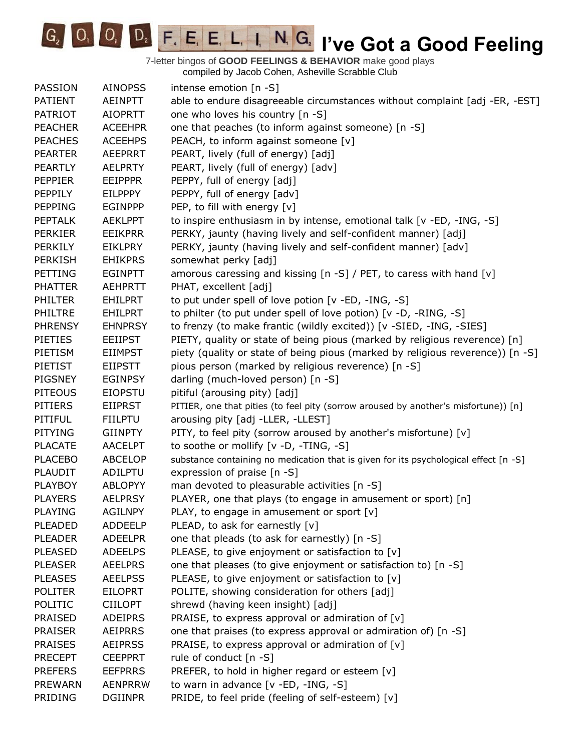# I've Got a Good Feeling

7-letter bingos of **GOOD FEELINGS & BEHAVIOR** make good plays
compiled by Jacob Cohen, Asheville Scrabble Club

| | | |
|---|---|---|
| PASSION | AINOPSS | intense emotion [n -S] |
| PATIENT | AEINPTT | able to endure disagreeable circumstances without complaint [adj -ER, -EST] |
| PATRIOT | AIOPRTT | one who loves his country [n -S] |
| PEACHER | ACEEHPR | one that peaches (to inform against someone) [n -S] |
| PEACHES | ACEEHPS | PEACH, to inform against someone [v] |
| PEARTER | AEEPRRT | PEART, lively (full of energy) [adj] |
| PEARTLY | AELPRTY | PEART, lively (full of energy) [adv] |
| PEPPIER | EEIPPPR | PEPPY, full of energy [adj] |
| PEPPILY | EILPPPY | PEPPY, full of energy [adv] |
| PEPPING | EGINPPP | PEP, to fill with energy [v] |
| PEPTALK | AEKLPPT | to inspire enthusiasm in by intense, emotional talk [v -ED, -ING, -S] |
| PERKIER | EEIKPRR | PERKY, jaunty (having lively and self-confident manner) [adj] |
| PERKILY | EIKLPRY | PERKY, jaunty (having lively and self-confident manner) [adv] |
| PERKISH | EHIKPRS | somewhat perky [adj] |
| PETTING | EGINPTT | amorous caressing and kissing [n -S] / PET, to caress with hand [v] |
| PHATTER | AEHPRTT | PHAT, excellent [adj] |
| PHILTER | EHILPRT | to put under spell of love potion [v -ED, -ING, -S] |
| PHILTRE | EHILPRT | to philter (to put under spell of love potion) [v -D, -RING, -S] |
| PHRENSY | EHNPRSY | to frenzy (to make frantic (wildly excited)) [v -SIED, -ING, -SIES] |
| PIETIES | EEIIPST | PIETY, quality or state of being pious (marked by religious reverence) [n] |
| PIETISM | EIIMPST | piety (quality or state of being pious (marked by religious reverence)) [n -S] |
| PIETIST | EIIPSTT | pious person (marked by religious reverence) [n -S] |
| PIGSNEY | EGINPSY | darling (much-loved person) [n -S] |
| PITEOUS | EIOPSTU | pitiful (arousing pity) [adj] |
| PITIERS | EIIPRST | PITIER, one that pities (to feel pity (sorrow aroused by another's misfortune)) [n] |
| PITIFUL | FIILPTU | arousing pity [adj -LLER, -LLEST] |
| PITYING | GIINPTY | PITY, to feel pity (sorrow aroused by another's misfortune) [v] |
| PLACATE | AACELPT | to soothe or mollify [v -D, -TING, -S] |
| PLACEBO | ABCELOP | substance containing no medication that is given for its psychological effect [n -S] |
| PLAUDIT | ADILPTU | expression of praise [n -S] |
| PLAYBOY | ABLOPYY | man devoted to pleasurable activities [n -S] |
| PLAYERS | AELPRSY | PLAYER, one that plays (to engage in amusement or sport) [n] |
| PLAYING | AGILNPY | PLAY, to engage in amusement or sport [v] |
| PLEADED | ADDEELP | PLEAD, to ask for earnestly [v] |
| PLEADER | ADEELPR | one that pleads (to ask for earnestly) [n -S] |
| PLEASED | ADEELPS | PLEASE, to give enjoyment or satisfaction to [v] |
| PLEASER | AEELPRS | one that pleases (to give enjoyment or satisfaction to) [n -S] |
| PLEASES | AEELPSS | PLEASE, to give enjoyment or satisfaction to [v] |
| POLITER | EILOPRT | POLITE, showing consideration for others [adj] |
| POLITIC | CIILOPT | shrewd (having keen insight) [adj] |
| PRAISED | ADEIPRS | PRAISE, to express approval or admiration of [v] |
| PRAISER | AEIPRRS | one that praises (to express approval or admiration of) [n -S] |
| PRAISES | AEIPRSS | PRAISE, to express approval or admiration of [v] |
| PRECEPT | CEEPPRT | rule of conduct [n -S] |
| PREFERS | EEFPRRS | PREFER, to hold in higher regard or esteem [v] |
| PREWARN | AENPRRW | to warn in advance [v -ED, -ING, -S] |
| PRIDING | DGIINPR | PRIDE, to feel pride (feeling of self-esteem) [v] |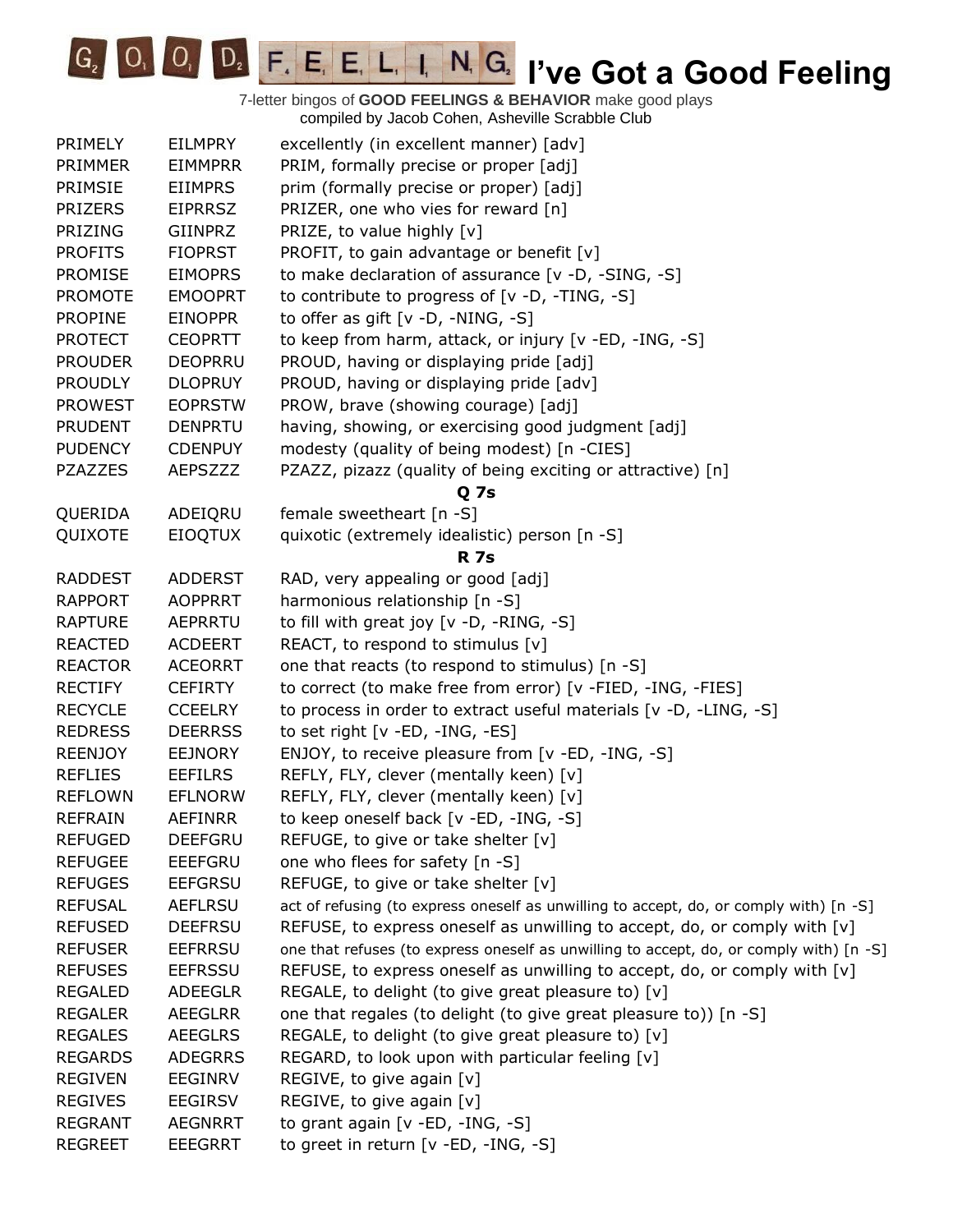# I've Got a Good Feeling

7-letter bingos of **GOOD FEELINGS & BEHAVIOR** make good plays
compiled by Jacob Cohen, Asheville Scrabble Club

| | | |
|---|---|---|
| PRIMELY | EILMPRY | excellently (in excellent manner) [adv] |
| PRIMMER | EIMMPRR | PRIM, formally precise or proper [adj] |
| PRIMSIE | EIIMPRS | prim (formally precise or proper) [adj] |
| PRIZERS | EIPRRSZ | PRIZER, one who vies for reward [n] |
| PRIZING | GIINPRZ | PRIZE, to value highly [v] |
| PROFITS | FIOPRST | PROFIT, to gain advantage or benefit [v] |
| PROMISE | EIMOPRS | to make declaration of assurance [v -D, -SING, -S] |
| PROMOTE | EMOOPRT | to contribute to progress of [v -D, -TING, -S] |
| PROPINE | EINOPPR | to offer as gift [v -D, -NING, -S] |
| PROTECT | CEOPRTT | to keep from harm, attack, or injury [v -ED, -ING, -S] |
| PROUDER | DEOPRRU | PROUD, having or displaying pride [adj] |
| PROUDLY | DLOPRUY | PROUD, having or displaying pride [adv] |
| PROWEST | EOPRSTW | PROW, brave (showing courage) [adj] |
| PRUDENT | DENPRTU | having, showing, or exercising good judgment [adj] |
| PUDENCY | CDENPUY | modesty (quality of being modest) [n -CIES] |
| PZAZZES | AEPSZZZ | PZAZZ, pizazz (quality of being exciting or attractive) [n] |
| | | **Q 7s** |
| QUERIDA | ADEIQRU | female sweetheart [n -S] |
| QUIXOTE | EIOQTUX | quixotic (extremely idealistic) person [n -S] |
| | | **R 7s** |
| RADDEST | ADDERST | RAD, very appealing or good [adj] |
| RAPPORT | AOPPRRT | harmonious relationship [n -S] |
| RAPTURE | AEPRRTU | to fill with great joy [v -D, -RING, -S] |
| REACTED | ACDEERT | REACT, to respond to stimulus [v] |
| REACTOR | ACEORRT | one that reacts (to respond to stimulus) [n -S] |
| RECTIFY | CEFIRTY | to correct (to make free from error) [v -FIED, -ING, -FIES] |
| RECYCLE | CCEELRY | to process in order to extract useful materials [v -D, -LING, -S] |
| REDRESS | DEERRSS | to set right [v -ED, -ING, -ES] |
| REENJOY | EEJNORY | ENJOY, to receive pleasure from [v -ED, -ING, -S] |
| REFLIES | EEFILRS | REFLY, FLY, clever (mentally keen) [v] |
| REFLOWN | EFLNORW | REFLY, FLY, clever (mentally keen) [v] |
| REFRAIN | AEFINRR | to keep oneself back [v -ED, -ING, -S] |
| REFUGED | DEEFGRU | REFUGE, to give or take shelter [v] |
| REFUGEE | EEEFGRU | one who flees for safety [n -S] |
| REFUGES | EEFGRSU | REFUGE, to give or take shelter [v] |
| REFUSAL | AEFLRSU | act of refusing (to express oneself as unwilling to accept, do, or comply with) [n -S] |
| REFUSED | DEEFRSU | REFUSE, to express oneself as unwilling to accept, do, or comply with [v] |
| REFUSER | EEFRRSU | one that refuses (to express oneself as unwilling to accept, do, or comply with) [n -S] |
| REFUSES | EEFRSSU | REFUSE, to express oneself as unwilling to accept, do, or comply with [v] |
| REGALED | ADEEGLR | REGALE, to delight (to give great pleasure to) [v] |
| REGALER | AEEGLRR | one that regales (to delight (to give great pleasure to)) [n -S] |
| REGALES | AEEGLRS | REGALE, to delight (to give great pleasure to) [v] |
| REGARDS | ADEGRRS | REGARD, to look upon with particular feeling [v] |
| REGIVEN | EEGINRV | REGIVE, to give again [v] |
| REGIVES | EEGIRSV | REGIVE, to give again [v] |
| REGRANT | AEGNRRT | to grant again [v -ED, -ING, -S] |
| REGREET | EEEGRRT | to greet in return [v -ED, -ING, -S] |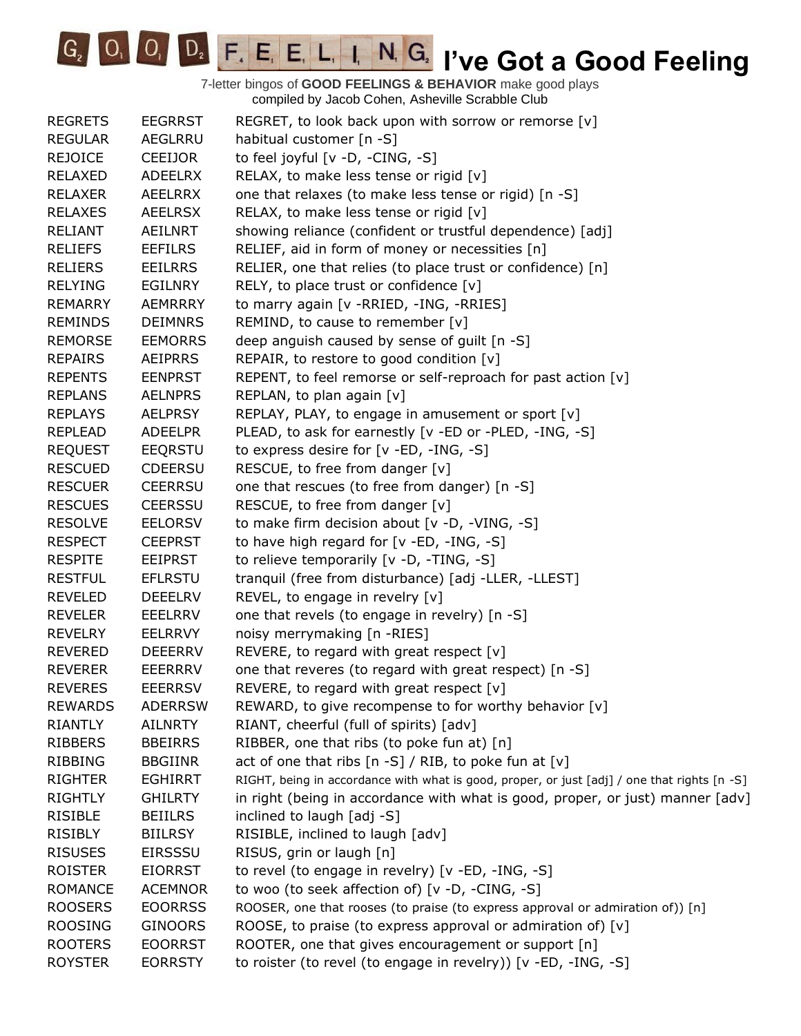# I've Got a Good Feeling

7-letter bingos of **GOOD FEELINGS & BEHAVIOR** make good plays
compiled by Jacob Cohen, Asheville Scrabble Club

| | | |
|---|---|---|
| REGRETS | EEGRRST | REGRET, to look back upon with sorrow or remorse [v] |
| REGULAR | AEGLRRU | habitual customer [n -S] |
| REJOICE | CEEIJOR | to feel joyful [v -D, -CING, -S] |
| RELAXED | ADEELRX | RELAX, to make less tense or rigid [v] |
| RELAXER | AEELRRX | one that relaxes (to make less tense or rigid) [n -S] |
| RELAXES | AEELRSX | RELAX, to make less tense or rigid [v] |
| RELIANT | AEILNRT | showing reliance (confident or trustful dependence) [adj] |
| RELIEFS | EEFILRS | RELIEF, aid in form of money or necessities [n] |
| RELIERS | EEILRRS | RELIER, one that relies (to place trust or confidence) [n] |
| RELYING | EGILNRY | RELY, to place trust or confidence [v] |
| REMARRY | AEMRRRY | to marry again [v -RRIED, -ING, -RRIES] |
| REMINDS | DEIMNRS | REMIND, to cause to remember [v] |
| REMORSE | EEMORRS | deep anguish caused by sense of guilt [n -S] |
| REPAIRS | AEIPRRS | REPAIR, to restore to good condition [v] |
| REPENTS | EENPRST | REPENT, to feel remorse or self-reproach for past action [v] |
| REPLANS | AELNPRS | REPLAN, to plan again [v] |
| REPLAYS | AELPRSY | REPLAY, PLAY, to engage in amusement or sport [v] |
| REPLEAD | ADEELPR | PLEAD, to ask for earnestly [v -ED or -PLED, -ING, -S] |
| REQUEST | EEQRSTU | to express desire for [v -ED, -ING, -S] |
| RESCUED | CDEERSU | RESCUE, to free from danger [v] |
| RESCUER | CEERRSU | one that rescues (to free from danger) [n -S] |
| RESCUES | CEERSSU | RESCUE, to free from danger [v] |
| RESOLVE | EELORSV | to make firm decision about [v -D, -VING, -S] |
| RESPECT | CEEPRST | to have high regard for [v -ED, -ING, -S] |
| RESPITE | EEIPRST | to relieve temporarily [v -D, -TING, -S] |
| RESTFUL | EFLRSTU | tranquil (free from disturbance) [adj -LLER, -LLEST] |
| REVELED | DEEELRV | REVEL, to engage in revelry [v] |
| REVELER | EEELRRV | one that revels (to engage in revelry) [n -S] |
| REVELRY | EELRRVY | noisy merrymaking [n -RIES] |
| REVERED | DEEERRV | REVERE, to regard with great respect [v] |
| REVERER | EEERRRV | one that reveres (to regard with great respect) [n -S] |
| REVERES | EEERRSV | REVERE, to regard with great respect [v] |
| REWARDS | ADERRSW | REWARD, to give recompense to for worthy behavior [v] |
| RIANTLY | AILNRTY | RIANT, cheerful (full of spirits) [adv] |
| RIBBERS | BBEIRRS | RIBBER, one that ribs (to poke fun at) [n] |
| RIBBING | BBGIINR | act of one that ribs [n -S] / RIB, to poke fun at [v] |
| RIGHTER | EGHIRRT | RIGHT, being in accordance with what is good, proper, or just [adj] / one that rights [n -S] |
| RIGHTLY | GHILRTY | in right (being in accordance with what is good, proper, or just) manner [adv] |
| RISIBLE | BEIILRS | inclined to laugh [adj -S] |
| RISIBLY | BIILRSY | RISIBLE, inclined to laugh [adv] |
| RISUSES | EIRSSSU | RISUS, grin or laugh [n] |
| ROISTER | EIORRST | to revel (to engage in revelry) [v -ED, -ING, -S] |
| ROMANCE | ACEMNOR | to woo (to seek affection of) [v -D, -CING, -S] |
| ROOSERS | EOORRSS | ROOSER, one that rooses (to praise (to express approval or admiration of)) [n] |
| ROOSING | GINOORS | ROOSE, to praise (to express approval or admiration of) [v] |
| ROOTERS | EOORRST | ROOTER, one that gives encouragement or support [n] |
| ROYSTER | EORRSTY | to roister (to revel (to engage in revelry)) [v -ED, -ING, -S] |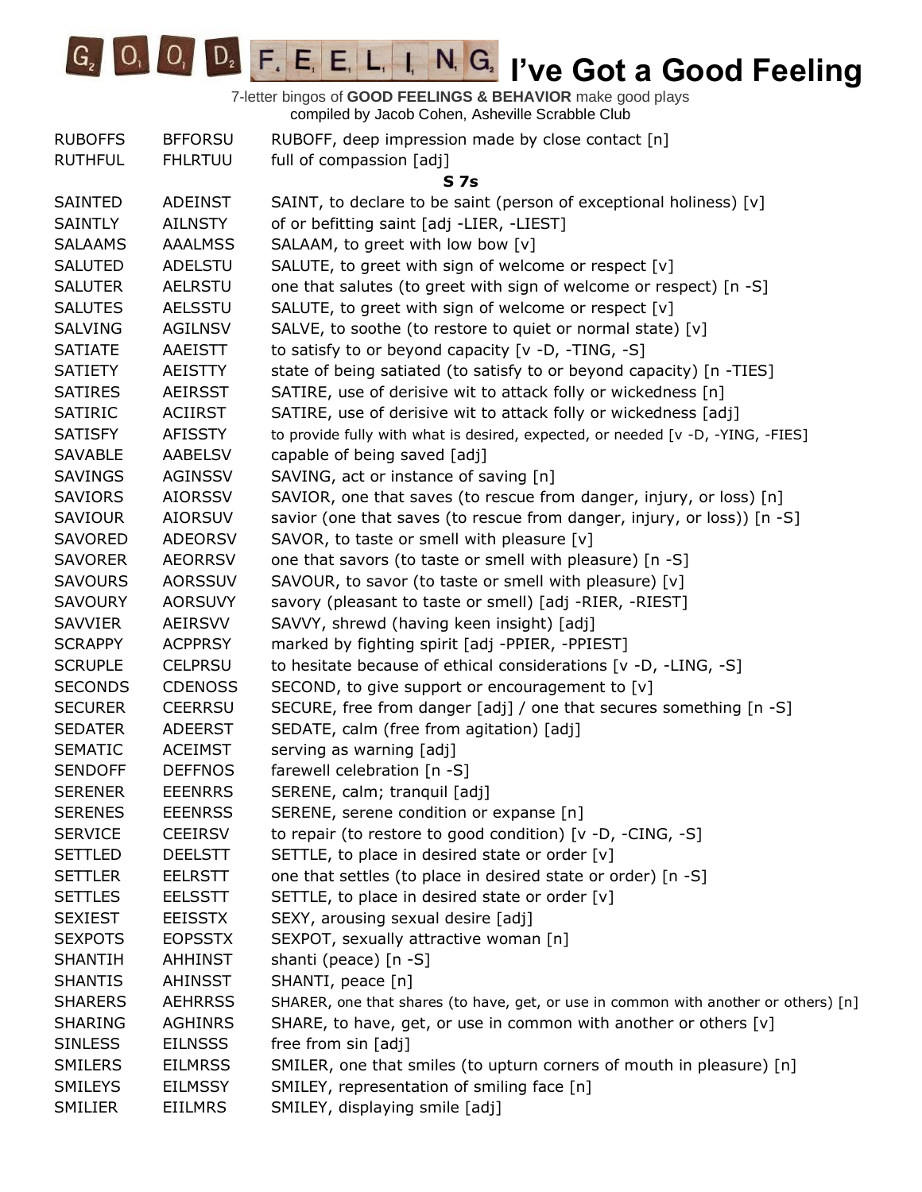# I've Got a Good Feeling

7-letter bingos of **GOOD FEELINGS & BEHAVIOR** make good plays
compiled by Jacob Cohen, Asheville Scrabble Club

| | | |
|---|---|---|
| RUBOFFS | BFFORSU | RUBOFF, deep impression made by close contact [n] |
| RUTHFUL | FHLRTUU | full of compassion [adj] |
| | | **S 7s** |
| SAINTED | ADEINST | SAINT, to declare to be saint (person of exceptional holiness) [v] |
| SAINTLY | AILNSTY | of or befitting saint [adj -LIER, -LIEST] |
| SALAAMS | AAALMSS | SALAAM, to greet with low bow [v] |
| SALUTED | ADELSTU | SALUTE, to greet with sign of welcome or respect [v] |
| SALUTER | AELRSTU | one that salutes (to greet with sign of welcome or respect) [n -S] |
| SALUTES | AELSSTU | SALUTE, to greet with sign of welcome or respect [v] |
| SALVING | AGILNSV | SALVE, to soothe (to restore to quiet or normal state) [v] |
| SATIATE | AAEISTT | to satisfy to or beyond capacity [v -D, -TING, -S] |
| SATIETY | AEISTTY | state of being satiated (to satisfy to or beyond capacity) [n -TIES] |
| SATIRES | AEIRSST | SATIRE, use of derisive wit to attack folly or wickedness [n] |
| SATIRIC | ACIIRST | SATIRE, use of derisive wit to attack folly or wickedness [adj] |
| SATISFY | AFISSTY | to provide fully with what is desired, expected, or needed [v -D, -YING, -FIES] |
| SAVABLE | AABELSV | capable of being saved [adj] |
| SAVINGS | AGINSSV | SAVING, act or instance of saving [n] |
| SAVIORS | AIORSSV | SAVIOR, one that saves (to rescue from danger, injury, or loss) [n] |
| SAVIOUR | AIORSUV | savior (one that saves (to rescue from danger, injury, or loss)) [n -S] |
| SAVORED | ADEORSV | SAVOR, to taste or smell with pleasure [v] |
| SAVORER | AEORRSV | one that savors (to taste or smell with pleasure) [n -S] |
| SAVOURS | AORSSUV | SAVOUR, to savor (to taste or smell with pleasure) [v] |
| SAVOURY | AORSUVY | savory (pleasant to taste or smell) [adj -RIER, -RIEST] |
| SAVVIER | AEIRSVV | SAVVY, shrewd (having keen insight) [adj] |
| SCRAPPY | ACPPRSY | marked by fighting spirit [adj -PPIER, -PPIEST] |
| SCRUPLE | CELPRSU | to hesitate because of ethical considerations [v -D, -LING, -S] |
| SECONDS | CDENOSS | SECOND, to give support or encouragement to [v] |
| SECURER | CEERRSU | SECURE, free from danger [adj] / one that secures something [n -S] |
| SEDATER | ADEERST | SEDATE, calm (free from agitation) [adj] |
| SEMATIC | ACEIMST | serving as warning [adj] |
| SENDOFF | DEFFNOS | farewell celebration [n -S] |
| SERENER | EEENRRS | SERENE, calm; tranquil [adj] |
| SERENES | EEENRSS | SERENE, serene condition or expanse [n] |
| SERVICE | CEEIRSV | to repair (to restore to good condition) [v -D, -CING, -S] |
| SETTLED | DEELSTT | SETTLE, to place in desired state or order [v] |
| SETTLER | EELRSTT | one that settles (to place in desired state or order) [n -S] |
| SETTLES | EELSSTT | SETTLE, to place in desired state or order [v] |
| SEXIEST | EEISSTX | SEXY, arousing sexual desire [adj] |
| SEXPOTS | EOPSSTX | SEXPOT, sexually attractive woman [n] |
| SHANTIH | AHHINST | shanti (peace) [n -S] |
| SHANTIS | AHINSST | SHANTI, peace [n] |
| SHARERS | AEHRRSS | SHARER, one that shares (to have, get, or use in common with another or others) [n] |
| SHARING | AGHINRS | SHARE, to have, get, or use in common with another or others [v] |
| SINLESS | EILNSSS | free from sin [adj] |
| SMILERS | EILMRSS | SMILER, one that smiles (to upturn corners of mouth in pleasure) [n] |
| SMILEYS | EILMSSY | SMILEY, representation of smiling face [n] |
| SMILIER | EIILMRS | SMILEY, displaying smile [adj] |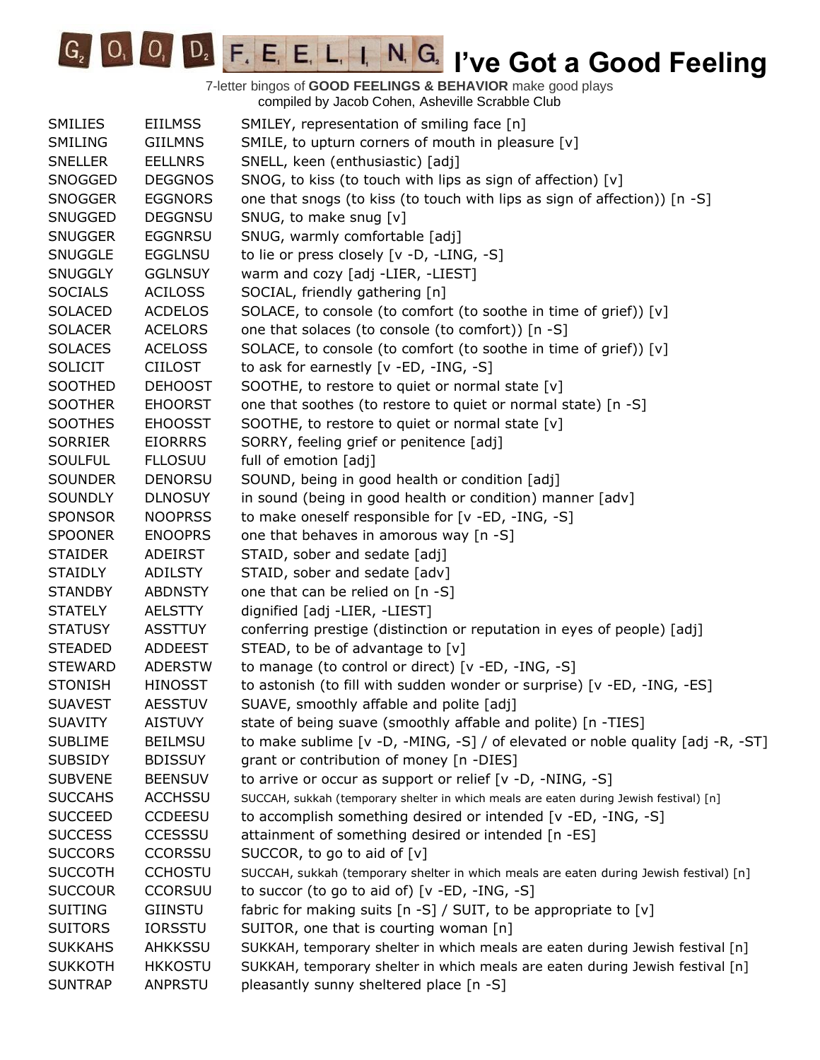# I've Got a Good Feeling

7-letter bingos of **GOOD FEELINGS & BEHAVIOR** make good plays
compiled by Jacob Cohen, Asheville Scrabble Club

| | | |
|---|---|---|
| SMILIES | EIILMSS | SMILEY, representation of smiling face [n] |
| SMILING | GIILMNS | SMILE, to upturn corners of mouth in pleasure [v] |
| SNELLER | EELLNRS | SNELL, keen (enthusiastic) [adj] |
| SNOGGED | DEGGNOS | SNOG, to kiss (to touch with lips as sign of affection) [v] |
| SNOGGER | EGGNORS | one that snogs (to kiss (to touch with lips as sign of affection)) [n -S] |
| SNUGGED | DEGGNSU | SNUG, to make snug [v] |
| SNUGGER | EGGNRSU | SNUG, warmly comfortable [adj] |
| SNUGGLE | EGGLNSU | to lie or press closely [v -D, -LING, -S] |
| SNUGGLY | GGLNSUY | warm and cozy [adj -LIER, -LIEST] |
| SOCIALS | ACILOSS | SOCIAL, friendly gathering [n] |
| SOLACED | ACDELOS | SOLACE, to console (to comfort (to soothe in time of grief)) [v] |
| SOLACER | ACELORS | one that solaces (to console (to comfort)) [n -S] |
| SOLACES | ACELOSS | SOLACE, to console (to comfort (to soothe in time of grief)) [v] |
| SOLICIT | CIILOST | to ask for earnestly [v -ED, -ING, -S] |
| SOOTHED | DEHOOST | SOOTHE, to restore to quiet or normal state [v] |
| SOOTHER | EHOORST | one that soothes (to restore to quiet or normal state) [n -S] |
| SOOTHES | EHOOSST | SOOTHE, to restore to quiet or normal state [v] |
| SORRIER | EIORRRS | SORRY, feeling grief or penitence [adj] |
| SOULFUL | FLLOSUU | full of emotion [adj] |
| SOUNDER | DENORSU | SOUND, being in good health or condition [adj] |
| SOUNDLY | DLNOSUY | in sound (being in good health or condition) manner [adv] |
| SPONSOR | NOOPRSS | to make oneself responsible for [v -ED, -ING, -S] |
| SPOONER | ENOOPRS | one that behaves in amorous way [n -S] |
| STAIDER | ADEIRST | STAID, sober and sedate [adj] |
| STAIDLY | ADILSTY | STAID, sober and sedate [adv] |
| STANDBY | ABDNSTY | one that can be relied on [n -S] |
| STATELY | AELSTTY | dignified [adj -LIER, -LIEST] |
| STATUSY | ASSTTUY | conferring prestige (distinction or reputation in eyes of people) [adj] |
| STEADED | ADDEEST | STEAD, to be of advantage to [v] |
| STEWARD | ADERSTW | to manage (to control or direct) [v -ED, -ING, -S] |
| STONISH | HINOSST | to astonish (to fill with sudden wonder or surprise) [v -ED, -ING, -ES] |
| SUAVEST | AESSTUV | SUAVE, smoothly affable and polite [adj] |
| SUAVITY | AISTUVY | state of being suave (smoothly affable and polite) [n -TIES] |
| SUBLIME | BEILMSU | to make sublime [v -D, -MING, -S] / of elevated or noble quality [adj -R, -ST] |
| SUBSIDY | BDISSUY | grant or contribution of money [n -DIES] |
| SUBVENE | BEENSUV | to arrive or occur as support or relief [v -D, -NING, -S] |
| SUCCAHS | ACCHSSU | SUCCAH, sukkah (temporary shelter in which meals are eaten during Jewish festival) [n] |
| SUCCEED | CCDEESU | to accomplish something desired or intended [v -ED, -ING, -S] |
| SUCCESS | CCESSSU | attainment of something desired or intended [n -ES] |
| SUCCORS | CCORSSU | SUCCOR, to go to aid of [v] |
| SUCCOTH | CCHOSTU | SUCCAH, sukkah (temporary shelter in which meals are eaten during Jewish festival) [n] |
| SUCCOUR | CCORSUU | to succor (to go to aid of) [v -ED, -ING, -S] |
| SUITING | GIINSTU | fabric for making suits [n -S] / SUIT, to be appropriate to [v] |
| SUITORS | IORSSTU | SUITOR, one that is courting woman [n] |
| SUKKAHS | AHKKSSU | SUKKAH, temporary shelter in which meals are eaten during Jewish festival [n] |
| SUKKOTH | HKKOSTU | SUKKAH, temporary shelter in which meals are eaten during Jewish festival [n] |
| SUNTRAP | ANPRSTU | pleasantly sunny sheltered place [n -S] |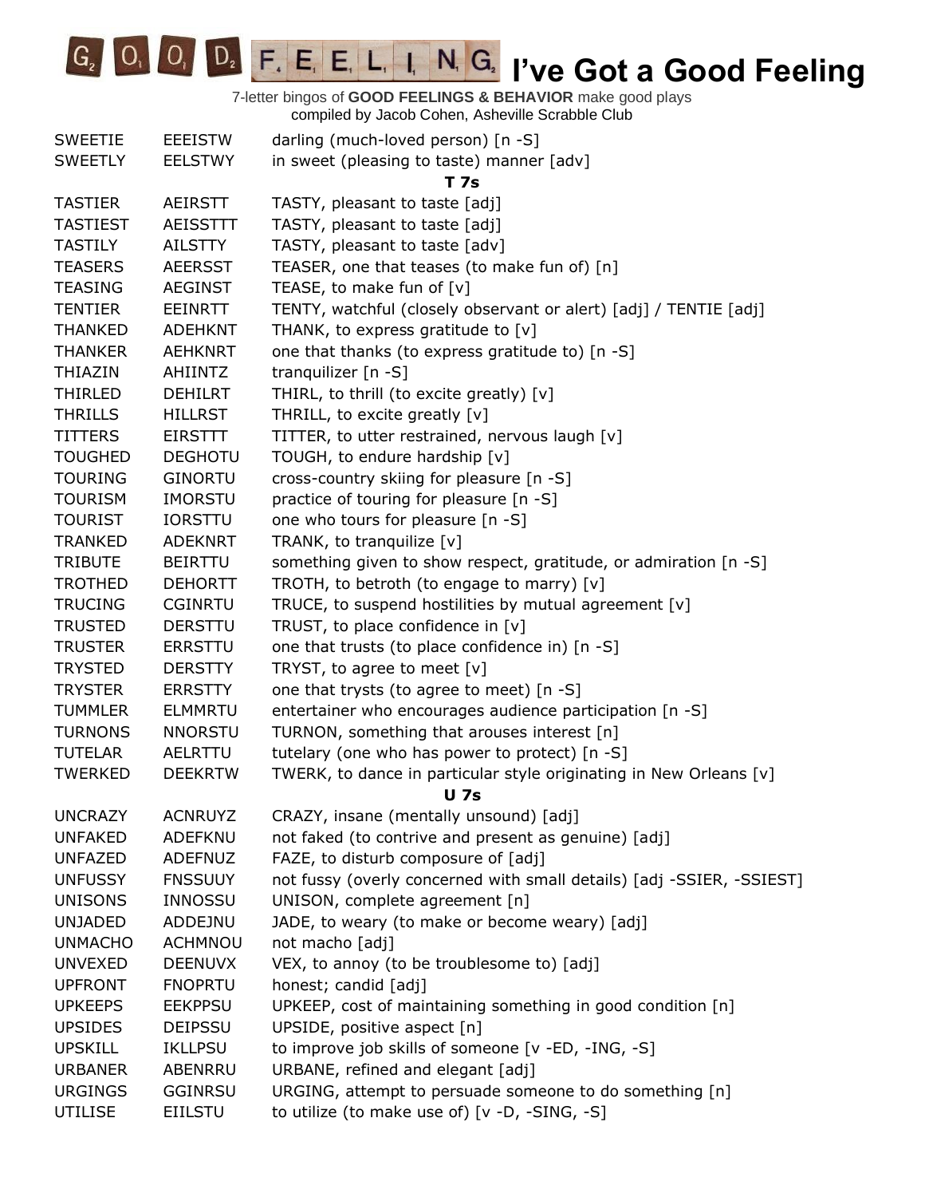# GOOD FEELING I've Got a Good Feeling

7-letter bingos of **GOOD FEELINGS & BEHAVIOR** make good plays
compiled by Jacob Cohen, Asheville Scrabble Club

| | | |
|---|---|---|
| SWEETIE | EEEISTW | darling (much-loved person) [n -S] |
| SWEETLY | EELSTWY | in sweet (pleasing to taste) manner [adv] |
| | | **T 7s** |
| TASTIER | AEIRSTT | TASTY, pleasant to taste [adj] |
| TASTIEST | AEISSTTT | TASTY, pleasant to taste [adj] |
| TASTILY | AILSTTY | TASTY, pleasant to taste [adv] |
| TEASERS | AEERSST | TEASER, one that teases (to make fun of) [n] |
| TEASING | AEGINST | TEASE, to make fun of [v] |
| TENTIER | EEINRTT | TENTY, watchful (closely observant or alert) [adj] / TENTIE [adj] |
| THANKED | ADEHKNT | THANK, to express gratitude to [v] |
| THANKER | AEHKNRT | one that thanks (to express gratitude to) [n -S] |
| THIAZIN | AHIINTZ | tranquilizer [n -S] |
| THIRLED | DEHILRT | THIRL, to thrill (to excite greatly) [v] |
| THRILLS | HILLRST | THRILL, to excite greatly [v] |
| TITTERS | EIRSTTT | TITTER, to utter restrained, nervous laugh [v] |
| TOUGHED | DEGHOTU | TOUGH, to endure hardship [v] |
| TOURING | GINORTU | cross-country skiing for pleasure [n -S] |
| TOURISM | IMORSTU | practice of touring for pleasure [n -S] |
| TOURIST | IORSTTU | one who tours for pleasure [n -S] |
| TRANKED | ADEKNRT | TRANK, to tranquilize [v] |
| TRIBUTE | BEIRTTU | something given to show respect, gratitude, or admiration [n -S] |
| TROTHED | DEHORTT | TROTH, to betroth (to engage to marry) [v] |
| TRUCING | CGINRTU | TRUCE, to suspend hostilities by mutual agreement [v] |
| TRUSTED | DERSTTU | TRUST, to place confidence in [v] |
| TRUSTER | ERRSTTU | one that trusts (to place confidence in) [n -S] |
| TRYSTED | DERSTTY | TRYST, to agree to meet [v] |
| TRYSTER | ERRSTTY | one that trysts (to agree to meet) [n -S] |
| TUMMLER | ELMMRTU | entertainer who encourages audience participation [n -S] |
| TURNONS | NNORSTU | TURNON, something that arouses interest [n] |
| TUTELAR | AELRTTU | tutelary (one who has power to protect) [n -S] |
| TWERKED | DEEKRTW | TWERK, to dance in particular style originating in New Orleans [v] |
| | | **U 7s** |
| UNCRAZY | ACNRUYZ | CRAZY, insane (mentally unsound) [adj] |
| UNFAKED | ADEFKNU | not faked (to contrive and present as genuine) [adj] |
| UNFAZED | ADEFNUZ | FAZE, to disturb composure of [adj] |
| UNFUSSY | FNSSUUY | not fussy (overly concerned with small details) [adj -SSIER, -SSIEST] |
| UNISONS | INNOSSU | UNISON, complete agreement [n] |
| UNJADED | ADDEJNU | JADE, to weary (to make or become weary) [adj] |
| UNMACHO | ACHMNOU | not macho [adj] |
| UNVEXED | DEENUVX | VEX, to annoy (to be troublesome to) [adj] |
| UPFRONT | FNOPRTU | honest; candid [adj] |
| UPKEEPS | EEKPPSU | UPKEEP, cost of maintaining something in good condition [n] |
| UPSIDES | DEIPSSU | UPSIDE, positive aspect [n] |
| UPSKILL | IKLLPSU | to improve job skills of someone [v -ED, -ING, -S] |
| URBANER | ABENRRU | URBANE, refined and elegant [adj] |
| URGINGS | GGINRSU | URGING, attempt to persuade someone to do something [n] |
| UTILISE | EIILSTU | to utilize (to make use of) [v -D, -SING, -S] |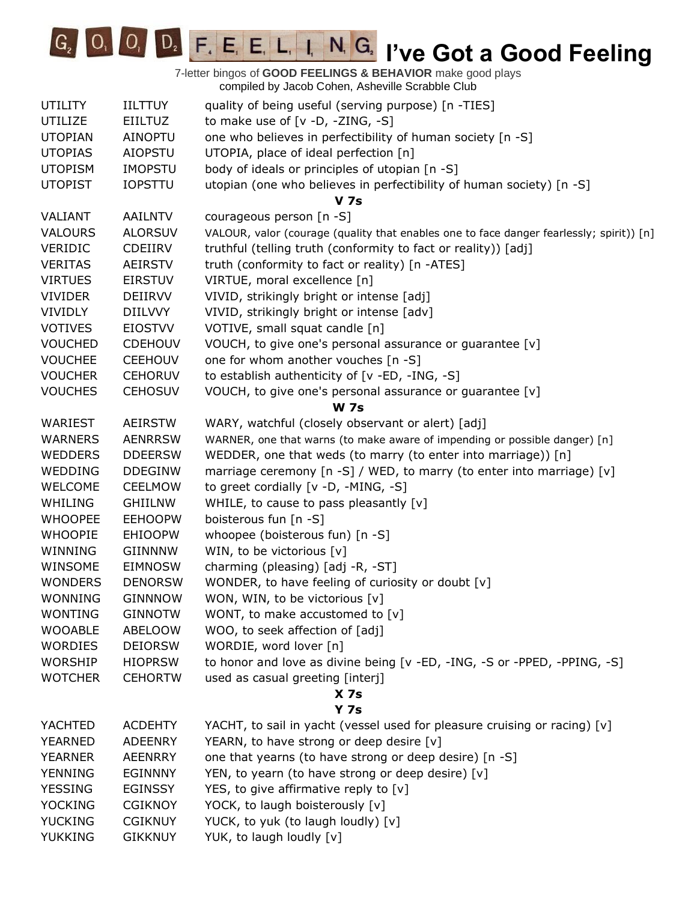# I've Got a Good Feeling

7-letter bingos of **GOOD FEELINGS & BEHAVIOR** make good plays
compiled by Jacob Cohen, Asheville Scrabble Club

| | | |
|---|---|---|
| UTILITY | IILTTUY | quality of being useful (serving purpose) [n -TIES] |
| UTILIZE | EIILTUZ | to make use of [v -D, -ZING, -S] |
| UTOPIAN | AINOPTU | one who believes in perfectibility of human society [n -S] |
| UTOPIAS | AIOPSTU | UTOPIA, place of ideal perfection [n] |
| UTOPISM | IMOPSTU | body of ideals or principles of utopian [n -S] |
| UTOPIST | IOPSTTU | utopian (one who believes in perfectibility of human society) [n -S] |

**V 7s**

| | | |
|---|---|---|
| VALIANT | AAILNTV | courageous person [n -S] |
| VALOURS | ALORSUV | VALOUR, valor (courage (quality that enables one to face danger fearlessly; spirit)) [n] |
| VERIDIC | CDEIIRV | truthful (telling truth (conformity to fact or reality)) [adj] |
| VERITAS | AEIRSTV | truth (conformity to fact or reality) [n -ATES] |
| VIRTUES | EIRSTUV | VIRTUE, moral excellence [n] |
| VIVIDER | DEIIRVV | VIVID, strikingly bright or intense [adj] |
| VIVIDLY | DIILVVY | VIVID, strikingly bright or intense [adv] |
| VOTIVES | EIOSTVV | VOTIVE, small squat candle [n] |
| VOUCHED | CDEHOUV | VOUCH, to give one's personal assurance or guarantee [v] |
| VOUCHEE | CEEHOUV | one for whom another vouches [n -S] |
| VOUCHER | CEHORUV | to establish authenticity of [v -ED, -ING, -S] |
| VOUCHES | CEHOSUV | VOUCH, to give one's personal assurance or guarantee [v] |

**W 7s**

| | | |
|---|---|---|
| WARIEST | AEIRSTW | WARY, watchful (closely observant or alert) [adj] |
| WARNERS | AENRRSW | WARNER, one that warns (to make aware of impending or possible danger) [n] |
| WEDDERS | DDEERSW | WEDDER, one that weds (to marry (to enter into marriage)) [n] |
| WEDDING | DDEGINW | marriage ceremony [n -S] / WED, to marry (to enter into marriage) [v] |
| WELCOME | CEELMOW | to greet cordially [v -D, -MING, -S] |
| WHILING | GHIILNW | WHILE, to cause to pass pleasantly [v] |
| WHOOPEE | EEHOOPW | boisterous fun [n -S] |
| WHOOPIE | EHIOOPW | whoopee (boisterous fun) [n -S] |
| WINNING | GIINNNW | WIN, to be victorious [v] |
| WINSOME | EIMNOSW | charming (pleasing) [adj -R, -ST] |
| WONDERS | DENORSW | WONDER, to have feeling of curiosity or doubt [v] |
| WONNING | GINNNOW | WON, WIN, to be victorious [v] |
| WONTING | GINNOTW | WONT, to make accustomed to [v] |
| WOOABLE | ABELOOW | WOO, to seek affection of [adj] |
| WORDIES | DEIORSW | WORDIE, word lover [n] |
| WORSHIP | HIOPRSW | to honor and love as divine being [v -ED, -ING, -S or -PPED, -PPING, -S] |
| WOTCHER | CEHORTW | used as casual greeting [interj] |

**X 7s**

**Y 7s**

| | | |
|---|---|---|
| YACHTED | ACDEHTY | YACHT, to sail in yacht (vessel used for pleasure cruising or racing) [v] |
| YEARNED | ADEENRY | YEARN, to have strong or deep desire [v] |
| YEARNER | AEENRRY | one that yearns (to have strong or deep desire) [n -S] |
| YENNING | EGINNNY | YEN, to yearn (to have strong or deep desire) [v] |
| YESSING | EGINSSY | YES, to give affirmative reply to [v] |
| YOCKING | CGIKNOY | YOCK, to laugh boisterously [v] |
| YUCKING | CGIKNUY | YUCK, to yuk (to laugh loudly) [v] |
| YUKKING | GIKKNUY | YUK, to laugh loudly [v] |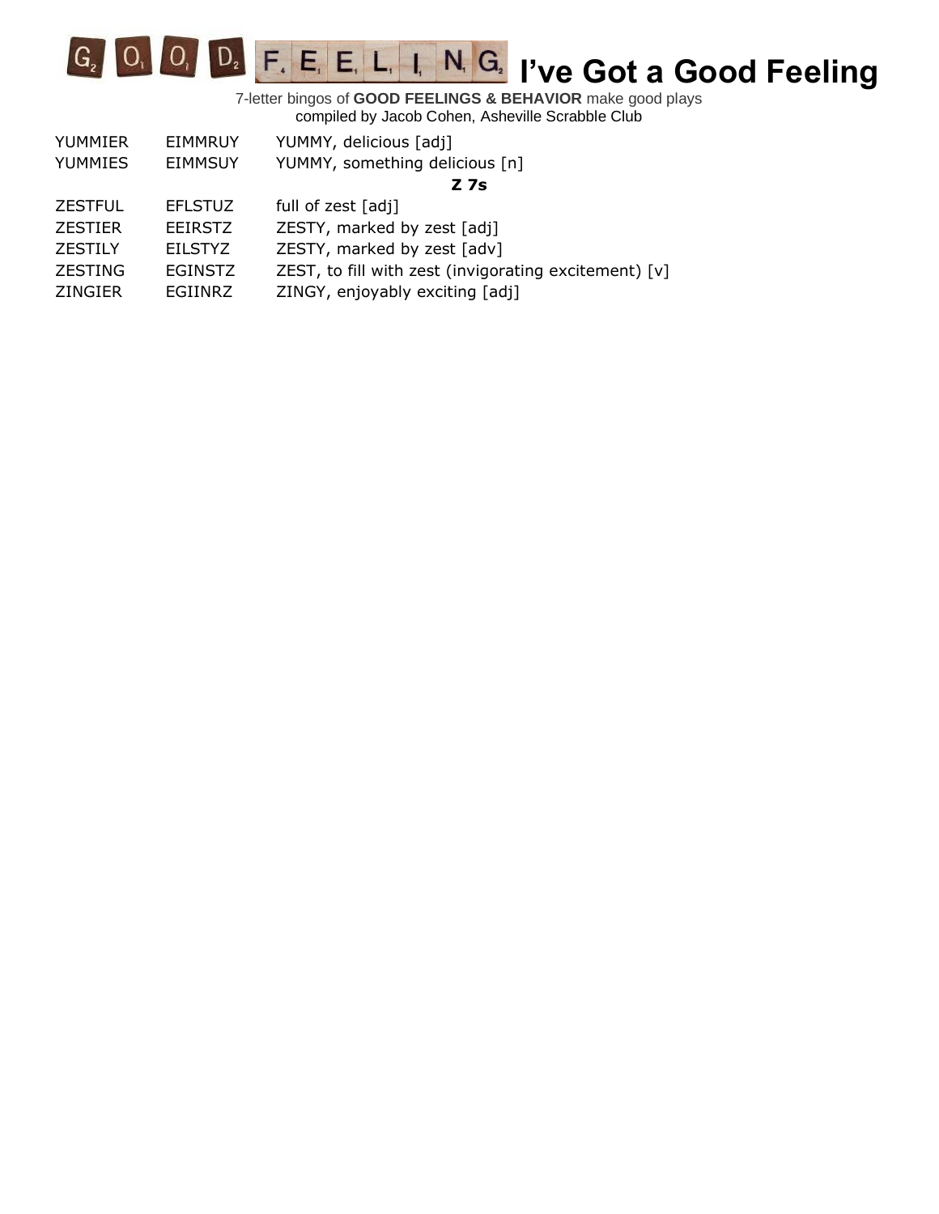# I've Got a Good Feeling

7-letter bingos of **GOOD FEELINGS & BEHAVIOR** make good plays
compiled by Jacob Cohen, Asheville Scrabble Club

| | | |
|---|---|---|
| YUMMIER | EIMMRUY | YUMMY, delicious [adj] |
| YUMMIES | EIMMSUY | YUMMY, something delicious [n] |

**Z 7s**

| | | |
|---|---|---|
| ZESTFUL | EFLSTUZ | full of zest [adj] |
| ZESTIER | EEIRSTZ | ZESTY, marked by zest [adj] |
| ZESTILY | EILSTYZ | ZESTY, marked by zest [adv] |
| ZESTING | EGINSTZ | ZEST, to fill with zest (invigorating excitement) [v] |
| ZINGIER | EGIINRZ | ZINGY, enjoyably exciting [adj] |